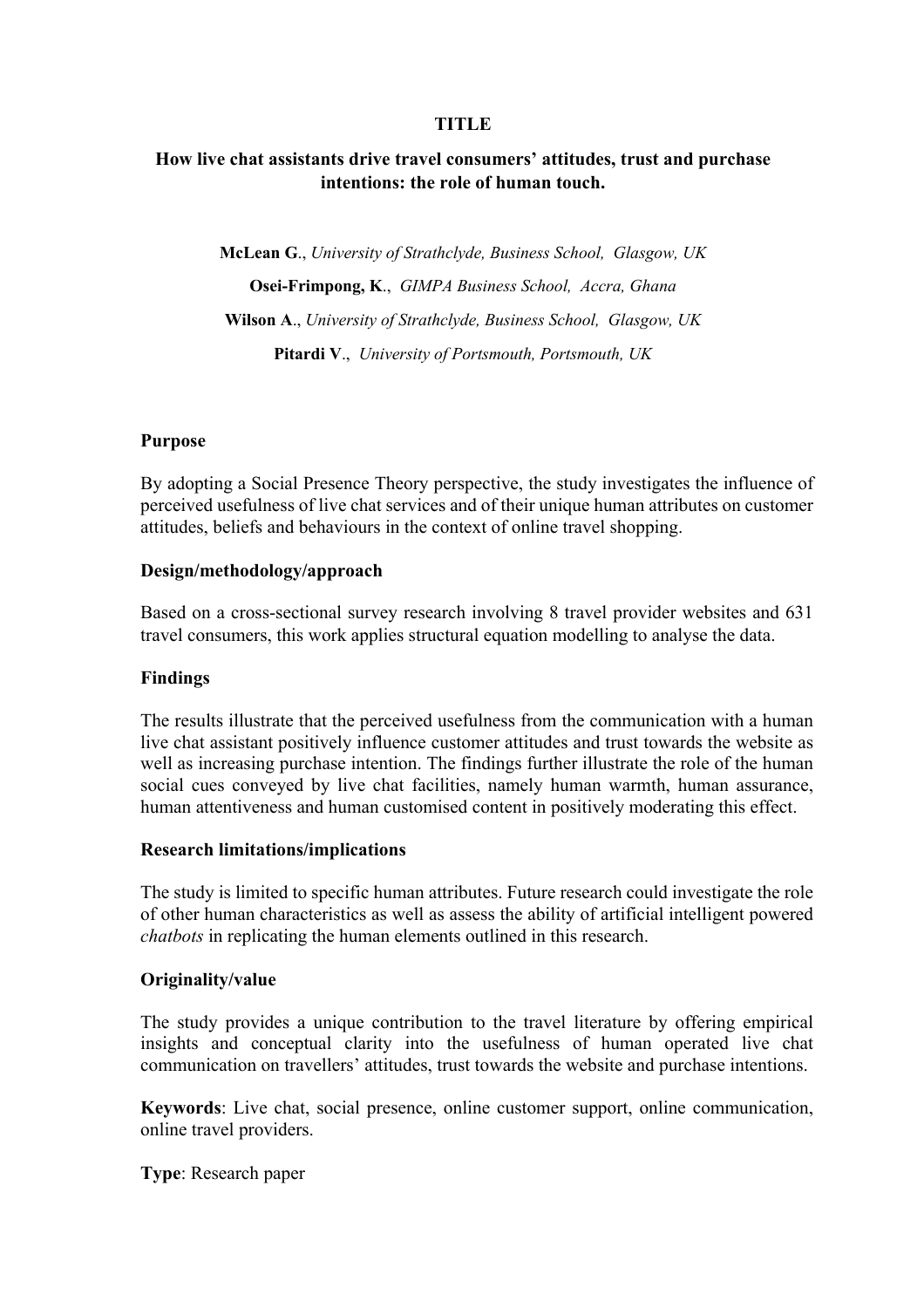**TITLE**

# How live chat assistants drive travel consumers' attitudes, trust and purchase intentions: the role of human touch.

**McLean G**., *University of Strathclyde, Business School, Glasgow, UK*

**Osei-Frimpong, K**., *GIMPA Business School, Accra, Ghana*

**Wilson A**., *University of Strathclyde, Business School, Glasgow, UK*

**Pitardi V**., *University of Portsmouth, Portsmouth, UK*

## Purpose

By adopting a Social Presence Theory perspective, the study investigates the influence of perceived usefulness of live chat services and of their unique human attributes on customer attitudes, beliefs and behaviours in the context of online travel shopping.

## Design/methodology/approach

Based on a cross-sectional survey research involving 8 travel provider websites and 631 travel consumers, this work applies structural equation modelling to analyse the data.

## Findings

The results illustrate that the perceived usefulness from the communication with a human live chat assistant positively influence customer attitudes and trust towards the website as well as increasing purchase intention. The findings further illustrate the role of the human social cues conveyed by live chat facilities, namely human warmth, human assurance, human attentiveness and human customised content in positively moderating this effect.

## Research limitations/implications

The study is limited to specific human attributes. Future research could investigate the role of other human characteristics as well as assess the ability of artificial intelligent powered *chatbots* in replicating the human elements outlined in this research.

## Originality/value

The study provides a unique contribution to the travel literature by offering empirical insights and conceptual clarity into the usefulness of human operated live chat communication on travellers' attitudes, trust towards the website and purchase intentions.

**Keywords**: Live chat, social presence, online customer support, online communication, online travel providers.

**Type**: Research paper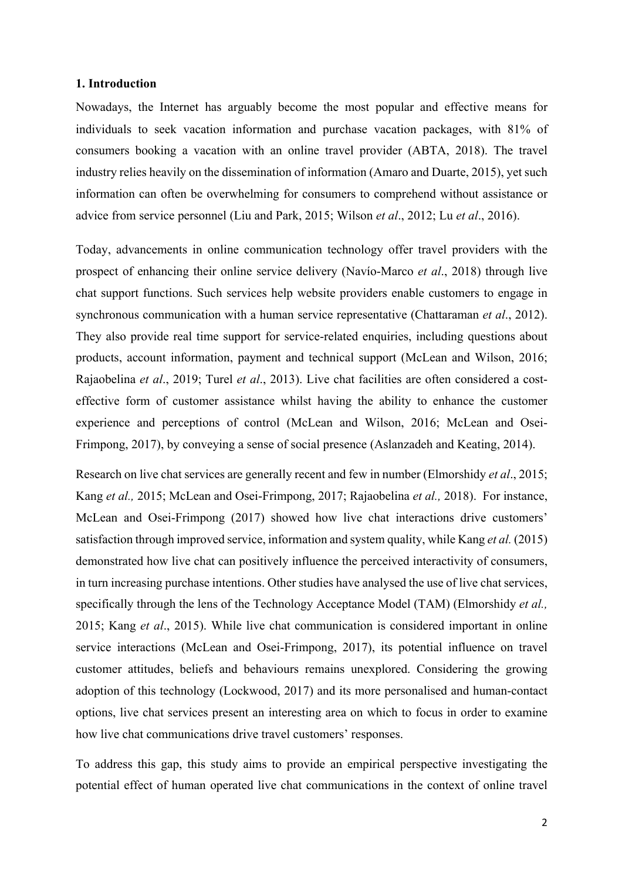## 1. Introduction

Nowadays, the Internet has arguably become the most popular and effective means for individuals to seek vacation information and purchase vacation packages, with 81% of consumers booking a vacation with an online travel provider (ABTA, 2018). The travel industry relies heavily on the dissemination of information (Amaro and Duarte, 2015), yet such information can often be overwhelming for consumers to comprehend without assistance or advice from service personnel (Liu and Park, 2015; Wilson *et al*., 2012; Lu *et al*., 2016).

Today, advancements in online communication technology offer travel providers with the prospect of enhancing their online service delivery (Navío-Marco *et al*., 2018) through live chat support functions. Such services help website providers enable customers to engage in synchronous communication with a human service representative (Chattaraman *et al*., 2012). They also provide real time support for service-related enquiries, including questions about products, account information, payment and technical support (McLean and Wilson, 2016; Rajaobelina *et al*., 2019; Turel *et al*., 2013). Live chat facilities are often considered a cost-effective form of customer assistance whilst having the ability to enhance the customer experience and perceptions of control (McLean and Wilson, 2016; McLean and Osei-Frimpong, 2017), by conveying a sense of social presence (Aslanzadeh and Keating, 2014).

Research on live chat services are generally recent and few in number (Elmorshidy *et al*., 2015; Kang *et al.,* 2015; McLean and Osei-Frimpong, 2017; Rajaobelina *et al.,* 2018). For instance, McLean and Osei-Frimpong (2017) showed how live chat interactions drive customers' satisfaction through improved service, information and system quality, while Kang *et al.* (2015) demonstrated how live chat can positively influence the perceived interactivity of consumers, in turn increasing purchase intentions. Other studies have analysed the use of live chat services, specifically through the lens of the Technology Acceptance Model (TAM) (Elmorshidy *et al.,* 2015; Kang *et al*., 2015). While live chat communication is considered important in online service interactions (McLean and Osei-Frimpong, 2017), its potential influence on travel customer attitudes, beliefs and behaviours remains unexplored. Considering the growing adoption of this technology (Lockwood, 2017) and its more personalised and human-contact options, live chat services present an interesting area on which to focus in order to examine how live chat communications drive travel customers' responses.

To address this gap, this study aims to provide an empirical perspective investigating the potential effect of human operated live chat communications in the context of online travel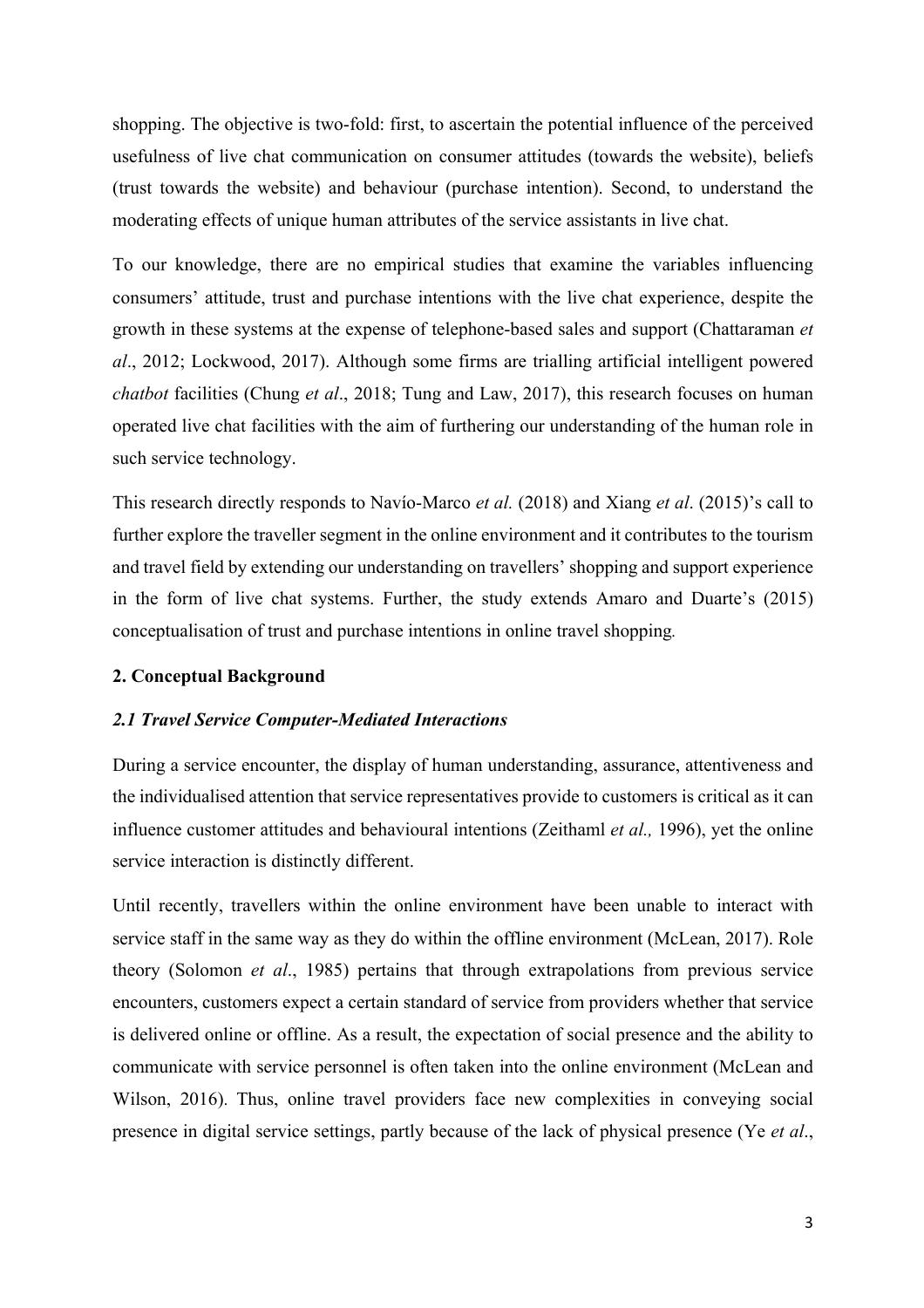shopping. The objective is two-fold: first, to ascertain the potential influence of the perceived usefulness of live chat communication on consumer attitudes (towards the website), beliefs (trust towards the website) and behaviour (purchase intention). Second, to understand the moderating effects of unique human attributes of the service assistants in live chat.

To our knowledge, there are no empirical studies that examine the variables influencing consumers' attitude, trust and purchase intentions with the live chat experience, despite the growth in these systems at the expense of telephone-based sales and support (Chattaraman *et al*., 2012; Lockwood, 2017). Although some firms are trialling artificial intelligent powered *chatbot* facilities (Chung *et al*., 2018; Tung and Law, 2017), this research focuses on human operated live chat facilities with the aim of furthering our understanding of the human role in such service technology.

This research directly responds to Navío-Marco *et al.* (2018) and Xiang *et al*. (2015)'s call to further explore the traveller segment in the online environment and it contributes to the tourism and travel field by extending our understanding on travellers' shopping and support experience in the form of live chat systems. Further, the study extends Amaro and Duarte's (2015) conceptualisation of trust and purchase intentions in online travel shopping.

## 2. Conceptual Background

### *2.1 Travel Service Computer-Mediated Interactions*

During a service encounter, the display of human understanding, assurance, attentiveness and the individualised attention that service representatives provide to customers is critical as it can influence customer attitudes and behavioural intentions (Zeithaml *et al.,* 1996), yet the online service interaction is distinctly different.

Until recently, travellers within the online environment have been unable to interact with service staff in the same way as they do within the offline environment (McLean, 2017). Role theory (Solomon *et al*., 1985) pertains that through extrapolations from previous service encounters, customers expect a certain standard of service from providers whether that service is delivered online or offline. As a result, the expectation of social presence and the ability to communicate with service personnel is often taken into the online environment (McLean and Wilson, 2016). Thus, online travel providers face new complexities in conveying social presence in digital service settings, partly because of the lack of physical presence (Ye *et al*.,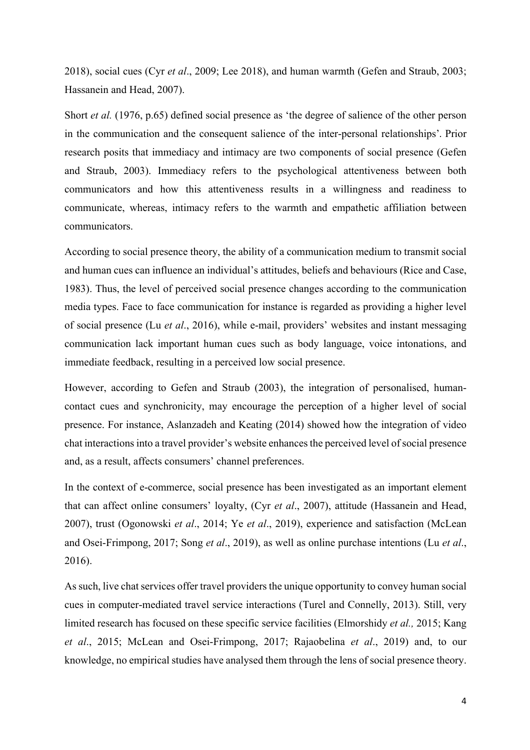2018), social cues (Cyr *et al*., 2009; Lee 2018), and human warmth (Gefen and Straub, 2003; Hassanein and Head, 2007).

Short *et al.* (1976, p.65) defined social presence as 'the degree of salience of the other person in the communication and the consequent salience of the inter-personal relationships'. Prior research posits that immediacy and intimacy are two components of social presence (Gefen and Straub, 2003). Immediacy refers to the psychological attentiveness between both communicators and how this attentiveness results in a willingness and readiness to communicate, whereas, intimacy refers to the warmth and empathetic affiliation between communicators.

According to social presence theory, the ability of a communication medium to transmit social and human cues can influence an individual's attitudes, beliefs and behaviours (Rice and Case, 1983). Thus, the level of perceived social presence changes according to the communication media types. Face to face communication for instance is regarded as providing a higher level of social presence (Lu *et al*., 2016), while e-mail, providers' websites and instant messaging communication lack important human cues such as body language, voice intonations, and immediate feedback, resulting in a perceived low social presence.

However, according to Gefen and Straub (2003), the integration of personalised, human-contact cues and synchronicity, may encourage the perception of a higher level of social presence. For instance, Aslanzadeh and Keating (2014) showed how the integration of video chat interactions into a travel provider's website enhances the perceived level of social presence and, as a result, affects consumers' channel preferences.

In the context of e-commerce, social presence has been investigated as an important element that can affect online consumers' loyalty, (Cyr *et al*., 2007), attitude (Hassanein and Head, 2007), trust (Ogonowski *et al*., 2014; Ye *et al*., 2019), experience and satisfaction (McLean and Osei-Frimpong, 2017; Song *et al*., 2019), as well as online purchase intentions (Lu *et al*., 2016).

As such, live chat services offer travel providers the unique opportunity to convey human social cues in computer-mediated travel service interactions (Turel and Connelly, 2013). Still, very limited research has focused on these specific service facilities (Elmorshidy *et al.,* 2015; Kang *et al*., 2015; McLean and Osei-Frimpong, 2017; Rajaobelina *et al*., 2019) and, to our knowledge, no empirical studies have analysed them through the lens of social presence theory.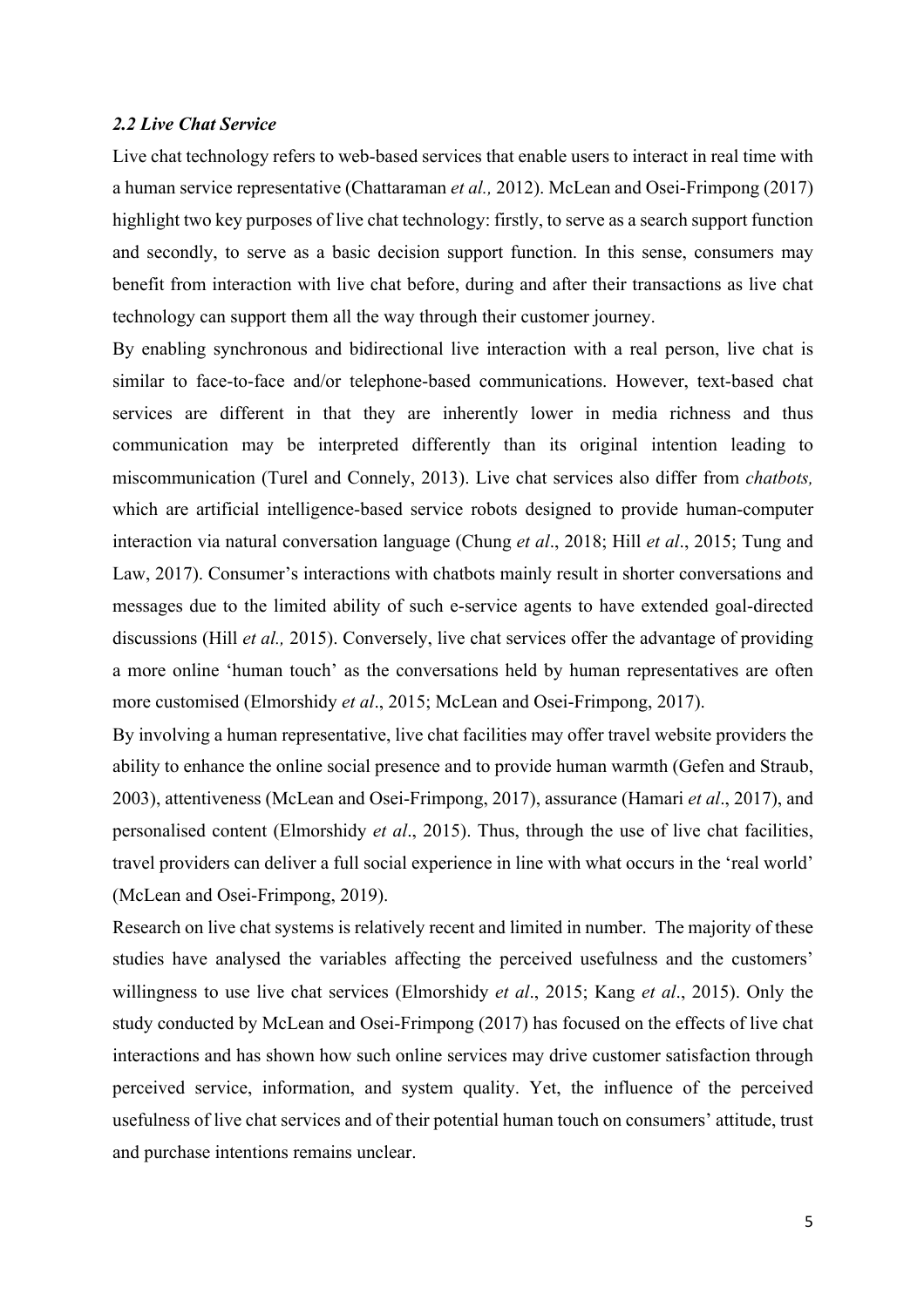### *2.2 Live Chat Service*

Live chat technology refers to web-based services that enable users to interact in real time with a human service representative (Chattaraman *et al.,* 2012). McLean and Osei-Frimpong (2017) highlight two key purposes of live chat technology: firstly, to serve as a search support function and secondly, to serve as a basic decision support function. In this sense, consumers may benefit from interaction with live chat before, during and after their transactions as live chat technology can support them all the way through their customer journey.

By enabling synchronous and bidirectional live interaction with a real person, live chat is similar to face-to-face and/or telephone-based communications. However, text-based chat services are different in that they are inherently lower in media richness and thus communication may be interpreted differently than its original intention leading to miscommunication (Turel and Connely, 2013). Live chat services also differ from *chatbots,* which are artificial intelligence-based service robots designed to provide human-computer interaction via natural conversation language (Chung *et al*., 2018; Hill *et al*., 2015; Tung and Law, 2017). Consumer's interactions with chatbots mainly result in shorter conversations and messages due to the limited ability of such e-service agents to have extended goal-directed discussions (Hill *et al.,* 2015). Conversely, live chat services offer the advantage of providing a more online 'human touch' as the conversations held by human representatives are often more customised (Elmorshidy *et al*., 2015; McLean and Osei-Frimpong, 2017).

By involving a human representative, live chat facilities may offer travel website providers the ability to enhance the online social presence and to provide human warmth (Gefen and Straub, 2003), attentiveness (McLean and Osei-Frimpong, 2017), assurance (Hamari *et al*., 2017), and personalised content (Elmorshidy *et al*., 2015). Thus, through the use of live chat facilities, travel providers can deliver a full social experience in line with what occurs in the 'real world' (McLean and Osei-Frimpong, 2019).

Research on live chat systems is relatively recent and limited in number. The majority of these studies have analysed the variables affecting the perceived usefulness and the customers' willingness to use live chat services (Elmorshidy *et al*., 2015; Kang *et al*., 2015). Only the study conducted by McLean and Osei-Frimpong (2017) has focused on the effects of live chat interactions and has shown how such online services may drive customer satisfaction through perceived service, information, and system quality. Yet, the influence of the perceived usefulness of live chat services and of their potential human touch on consumers' attitude, trust and purchase intentions remains unclear.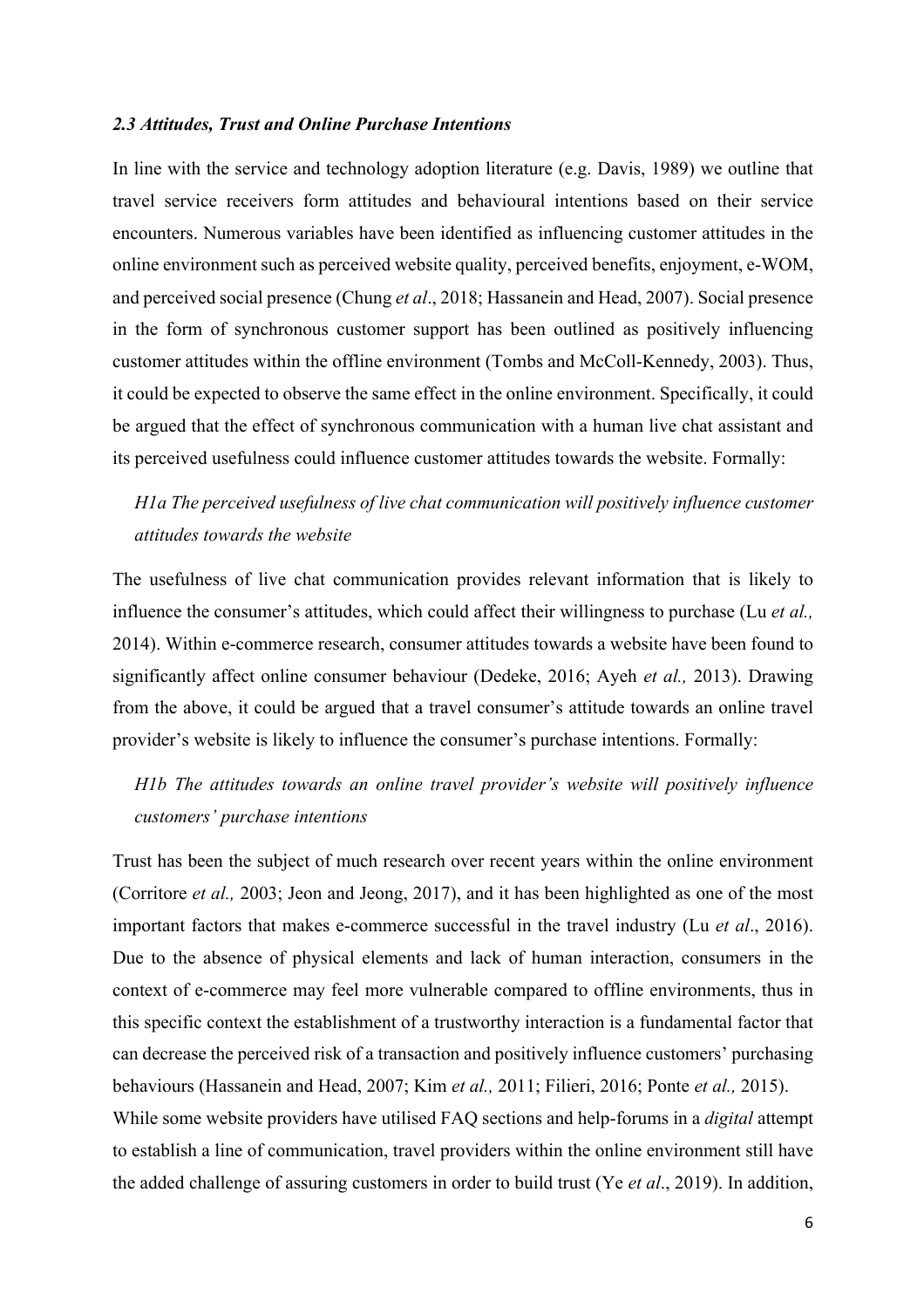### *2.3 Attitudes, Trust and Online Purchase Intentions*

In line with the service and technology adoption literature (e.g. Davis, 1989) we outline that travel service receivers form attitudes and behavioural intentions based on their service encounters. Numerous variables have been identified as influencing customer attitudes in the online environment such as perceived website quality, perceived benefits, enjoyment, e-WOM, and perceived social presence (Chung *et al*., 2018; Hassanein and Head, 2007). Social presence in the form of synchronous customer support has been outlined as positively influencing customer attitudes within the offline environment (Tombs and McColl-Kennedy, 2003). Thus, it could be expected to observe the same effect in the online environment. Specifically, it could be argued that the effect of synchronous communication with a human live chat assistant and its perceived usefulness could influence customer attitudes towards the website. Formally:

> *H1a The perceived usefulness of live chat communication will positively influence customer attitudes towards the website*

The usefulness of live chat communication provides relevant information that is likely to influence the consumer's attitudes, which could affect their willingness to purchase (Lu *et al.,* 2014). Within e-commerce research, consumer attitudes towards a website have been found to significantly affect online consumer behaviour (Dedeke, 2016; Ayeh *et al.,* 2013). Drawing from the above, it could be argued that a travel consumer's attitude towards an online travel provider's website is likely to influence the consumer's purchase intentions. Formally:

> *H1b The attitudes towards an online travel provider's website will positively influence customers' purchase intentions*

Trust has been the subject of much research over recent years within the online environment (Corritore *et al.,* 2003; Jeon and Jeong, 2017), and it has been highlighted as one of the most important factors that makes e-commerce successful in the travel industry (Lu *et al*., 2016). Due to the absence of physical elements and lack of human interaction, consumers in the context of e-commerce may feel more vulnerable compared to offline environments, thus in this specific context the establishment of a trustworthy interaction is a fundamental factor that can decrease the perceived risk of a transaction and positively influence customers' purchasing behaviours (Hassanein and Head, 2007; Kim *et al.,* 2011; Filieri, 2016; Ponte *et al.,* 2015).

While some website providers have utilised FAQ sections and help-forums in a *digital* attempt to establish a line of communication, travel providers within the online environment still have the added challenge of assuring customers in order to build trust (Ye *et al*., 2019). In addition,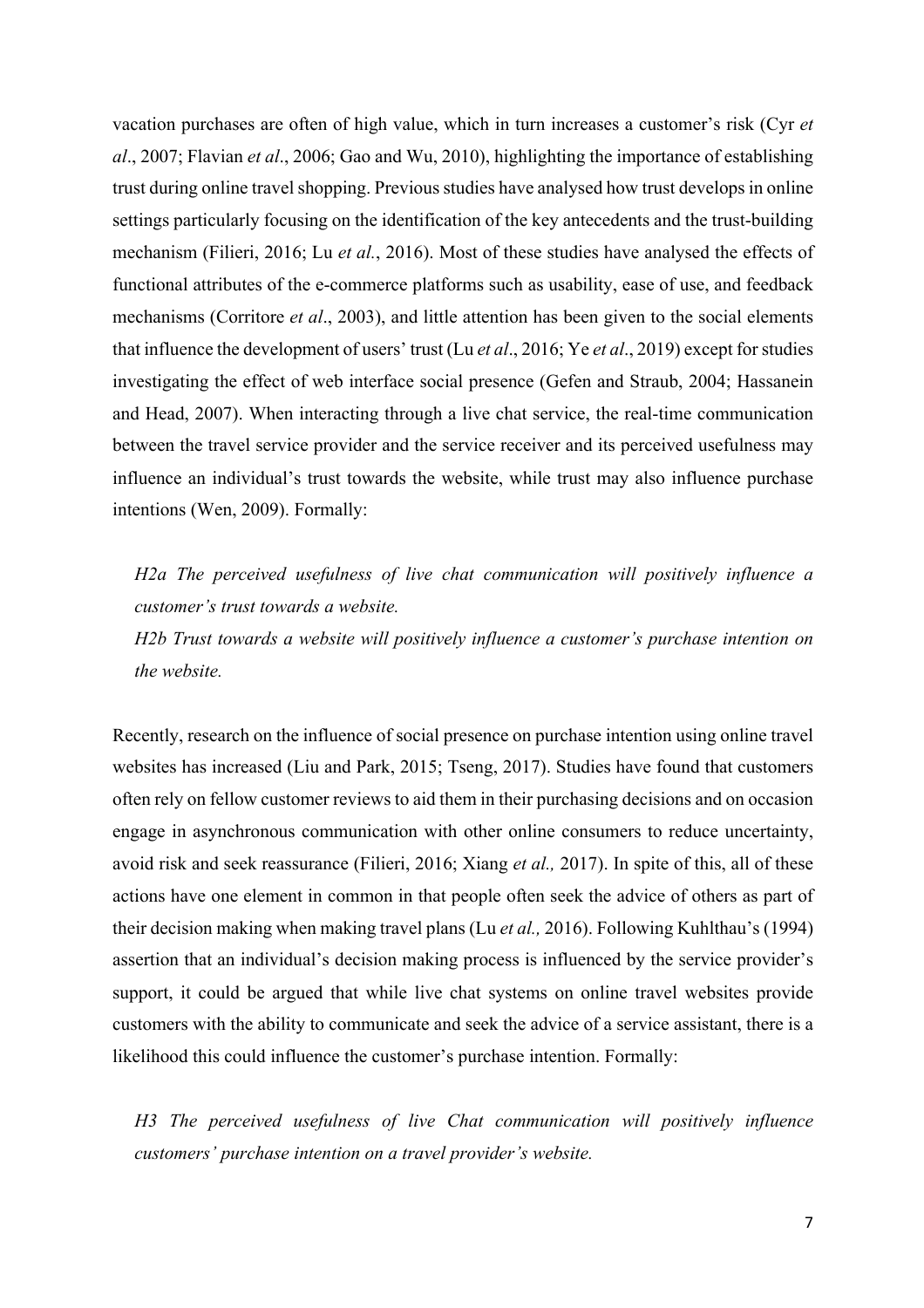vacation purchases are often of high value, which in turn increases a customer's risk (Cyr *et al*., 2007; Flavian *et al*., 2006; Gao and Wu, 2010), highlighting the importance of establishing trust during online travel shopping. Previous studies have analysed how trust develops in online settings particularly focusing on the identification of the key antecedents and the trust-building mechanism (Filieri, 2016; Lu *et al.*, 2016). Most of these studies have analysed the effects of functional attributes of the e-commerce platforms such as usability, ease of use, and feedback mechanisms (Corritore *et al*., 2003), and little attention has been given to the social elements that influence the development of users' trust (Lu *et al*., 2016; Ye *et al*., 2019) except for studies investigating the effect of web interface social presence (Gefen and Straub, 2004; Hassanein and Head, 2007). When interacting through a live chat service, the real-time communication between the travel service provider and the service receiver and its perceived usefulness may influence an individual's trust towards the website, while trust may also influence purchase intentions (Wen, 2009). Formally:

*H2a The perceived usefulness of live chat communication will positively influence a customer's trust towards a website.*

*H2b Trust towards a website will positively influence a customer's purchase intention on the website.*

Recently, research on the influence of social presence on purchase intention using online travel websites has increased (Liu and Park, 2015; Tseng, 2017). Studies have found that customers often rely on fellow customer reviews to aid them in their purchasing decisions and on occasion engage in asynchronous communication with other online consumers to reduce uncertainty, avoid risk and seek reassurance (Filieri, 2016; Xiang *et al.,* 2017). In spite of this, all of these actions have one element in common in that people often seek the advice of others as part of their decision making when making travel plans (Lu *et al.,* 2016). Following Kuhlthau's (1994) assertion that an individual's decision making process is influenced by the service provider's support, it could be argued that while live chat systems on online travel websites provide customers with the ability to communicate and seek the advice of a service assistant, there is a likelihood this could influence the customer's purchase intention. Formally:

*H3 The perceived usefulness of live Chat communication will positively influence customers' purchase intention on a travel provider's website.*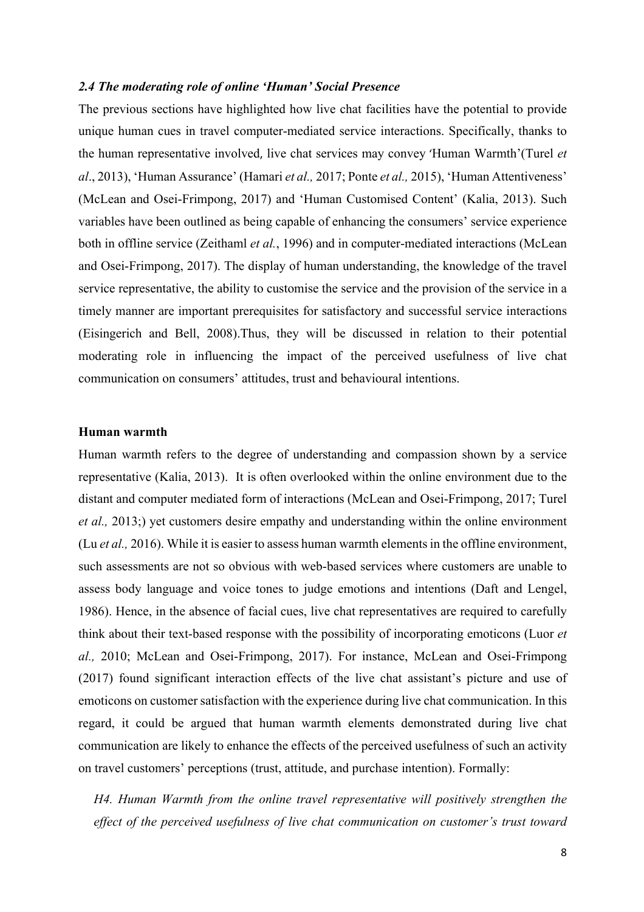### *2.4 The moderating role of online 'Human' Social Presence*

The previous sections have highlighted how live chat facilities have the potential to provide unique human cues in travel computer-mediated service interactions. Specifically, thanks to the human representative involved, live chat services may convey 'Human Warmth'(Turel *et al*., 2013), 'Human Assurance' (Hamari *et al.,* 2017; Ponte *et al.,* 2015), 'Human Attentiveness' (McLean and Osei-Frimpong, 2017) and 'Human Customised Content' (Kalia, 2013). Such variables have been outlined as being capable of enhancing the consumers' service experience both in offline service (Zeithaml *et al.*, 1996) and in computer-mediated interactions (McLean and Osei-Frimpong, 2017). The display of human understanding, the knowledge of the travel service representative, the ability to customise the service and the provision of the service in a timely manner are important prerequisites for satisfactory and successful service interactions (Eisingerich and Bell, 2008).Thus, they will be discussed in relation to their potential moderating role in influencing the impact of the perceived usefulness of live chat communication on consumers' attitudes, trust and behavioural intentions.

**Human warmth**

Human warmth refers to the degree of understanding and compassion shown by a service representative (Kalia, 2013). It is often overlooked within the online environment due to the distant and computer mediated form of interactions (McLean and Osei-Frimpong, 2017; Turel *et al.,* 2013;) yet customers desire empathy and understanding within the online environment (Lu *et al.,* 2016). While it is easier to assess human warmth elements in the offline environment, such assessments are not so obvious with web-based services where customers are unable to assess body language and voice tones to judge emotions and intentions (Daft and Lengel, 1986). Hence, in the absence of facial cues, live chat representatives are required to carefully think about their text-based response with the possibility of incorporating emoticons (Luor *et al.,* 2010; McLean and Osei-Frimpong, 2017). For instance, McLean and Osei-Frimpong (2017) found significant interaction effects of the live chat assistant's picture and use of emoticons on customer satisfaction with the experience during live chat communication. In this regard, it could be argued that human warmth elements demonstrated during live chat communication are likely to enhance the effects of the perceived usefulness of such an activity on travel customers' perceptions (trust, attitude, and purchase intention). Formally:

*H4. Human Warmth from the online travel representative will positively strengthen the effect of the perceived usefulness of live chat communication on customer's trust toward*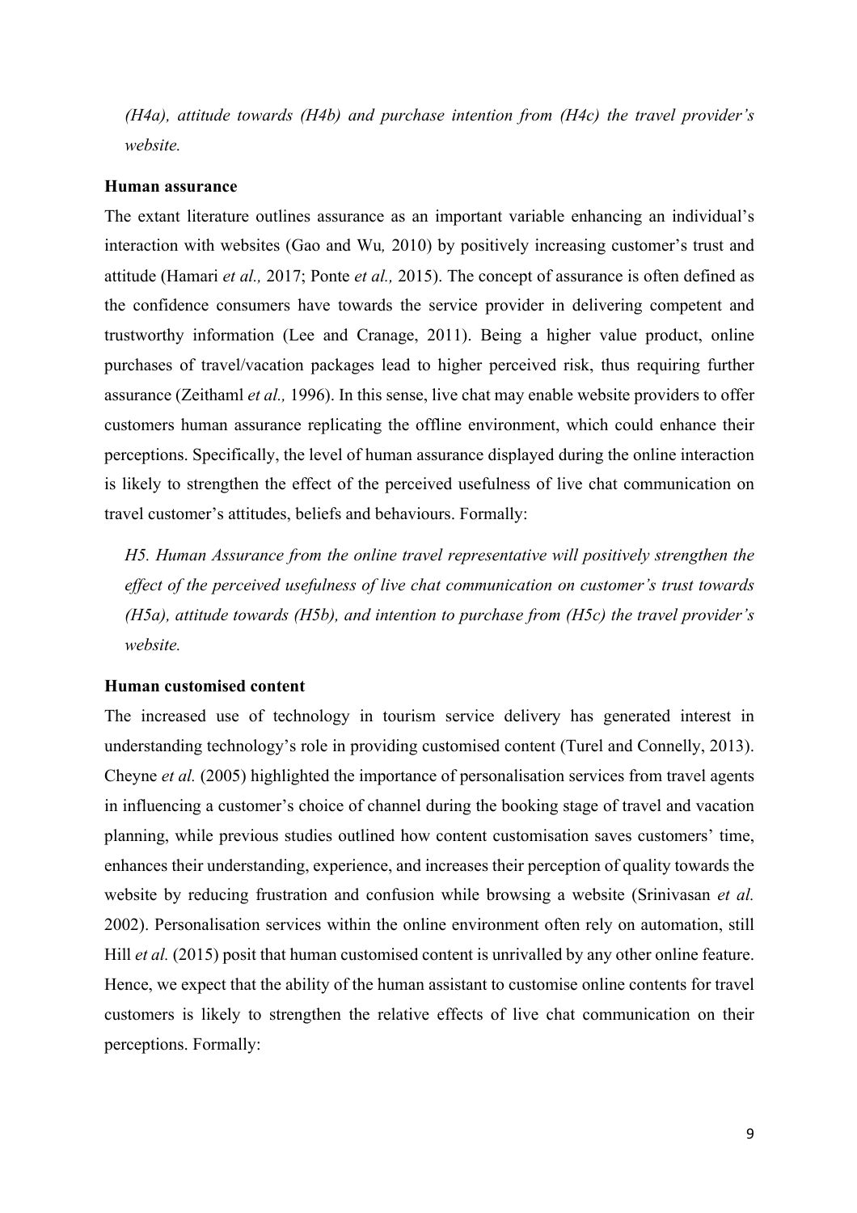*(H4a), attitude towards (H4b) and purchase intention from (H4c) the travel provider's website.*

**Human assurance**

The extant literature outlines assurance as an important variable enhancing an individual's interaction with websites (Gao and Wu*,* 2010) by positively increasing customer's trust and attitude (Hamari *et al.,* 2017; Ponte *et al.,* 2015). The concept of assurance is often defined as the confidence consumers have towards the service provider in delivering competent and trustworthy information (Lee and Cranage, 2011). Being a higher value product, online purchases of travel/vacation packages lead to higher perceived risk, thus requiring further assurance (Zeithaml *et al.,* 1996). In this sense, live chat may enable website providers to offer customers human assurance replicating the offline environment, which could enhance their perceptions. Specifically, the level of human assurance displayed during the online interaction is likely to strengthen the effect of the perceived usefulness of live chat communication on travel customer's attitudes, beliefs and behaviours. Formally:

*H5. Human Assurance from the online travel representative will positively strengthen the effect of the perceived usefulness of live chat communication on customer's trust towards (H5a), attitude towards (H5b), and intention to purchase from (H5c) the travel provider's website.*

**Human customised content**

The increased use of technology in tourism service delivery has generated interest in understanding technology's role in providing customised content (Turel and Connelly, 2013). Cheyne *et al.* (2005) highlighted the importance of personalisation services from travel agents in influencing a customer's choice of channel during the booking stage of travel and vacation planning, while previous studies outlined how content customisation saves customers' time, enhances their understanding, experience, and increases their perception of quality towards the website by reducing frustration and confusion while browsing a website (Srinivasan *et al.* 2002). Personalisation services within the online environment often rely on automation, still Hill *et al.* (2015) posit that human customised content is unrivalled by any other online feature. Hence, we expect that the ability of the human assistant to customise online contents for travel customers is likely to strengthen the relative effects of live chat communication on their perceptions. Formally: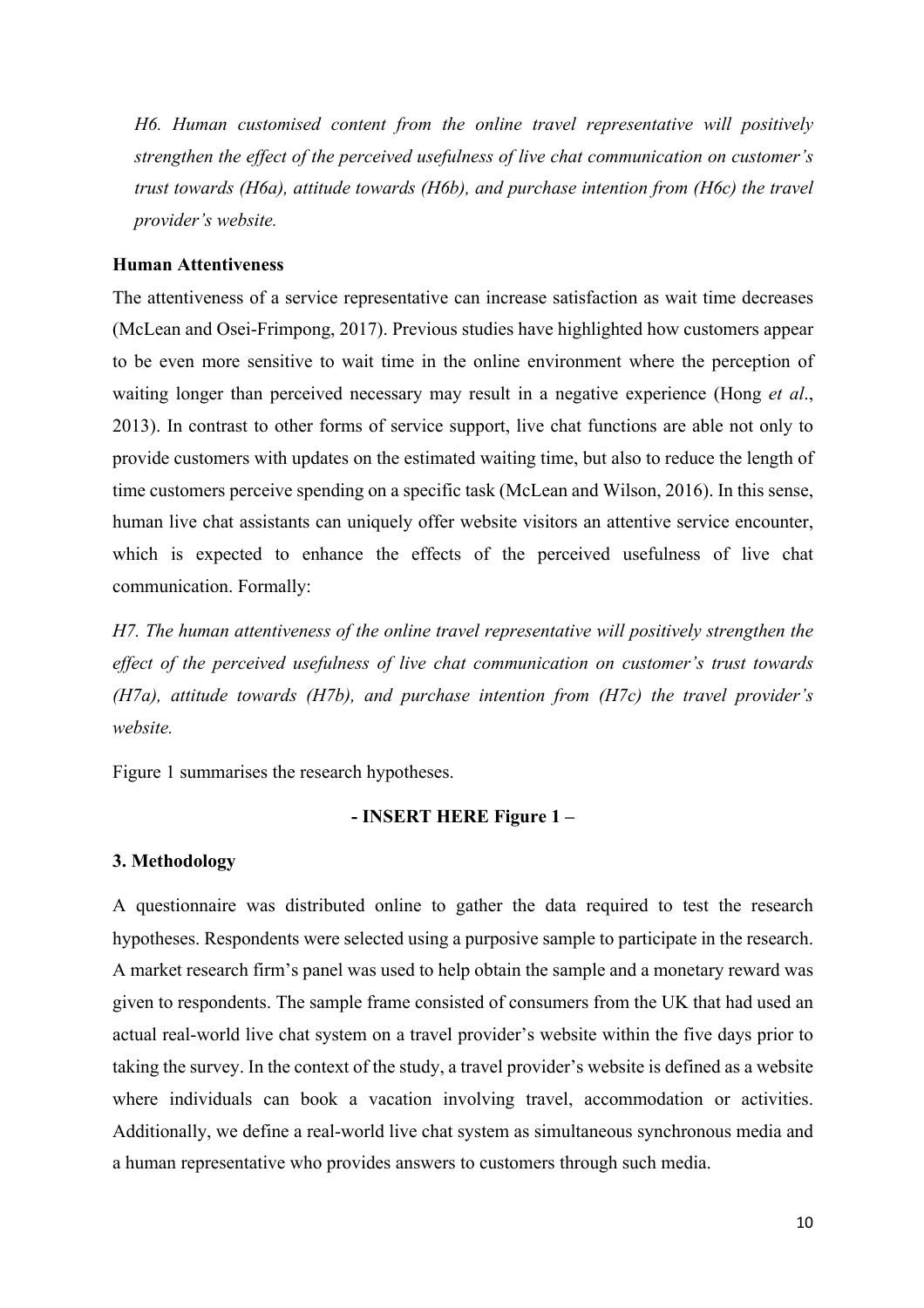*H6. Human customised content from the online travel representative will positively strengthen the effect of the perceived usefulness of live chat communication on customer's trust towards (H6a), attitude towards (H6b), and purchase intention from (H6c) the travel provider's website.*

**Human Attentiveness**

The attentiveness of a service representative can increase satisfaction as wait time decreases (McLean and Osei-Frimpong, 2017). Previous studies have highlighted how customers appear to be even more sensitive to wait time in the online environment where the perception of waiting longer than perceived necessary may result in a negative experience (Hong *et al*., 2013). In contrast to other forms of service support, live chat functions are able not only to provide customers with updates on the estimated waiting time, but also to reduce the length of time customers perceive spending on a specific task (McLean and Wilson, 2016). In this sense, human live chat assistants can uniquely offer website visitors an attentive service encounter, which is expected to enhance the effects of the perceived usefulness of live chat communication. Formally:

*H7. The human attentiveness of the online travel representative will positively strengthen the effect of the perceived usefulness of live chat communication on customer's trust towards (H7a), attitude towards (H7b), and purchase intention from (H7c) the travel provider's website.*

Figure 1 summarises the research hypotheses.

**- INSERT HERE Figure 1 –**

**3. Methodology**

A questionnaire was distributed online to gather the data required to test the research hypotheses. Respondents were selected using a purposive sample to participate in the research. A market research firm's panel was used to help obtain the sample and a monetary reward was given to respondents. The sample frame consisted of consumers from the UK that had used an actual real-world live chat system on a travel provider's website within the five days prior to taking the survey. In the context of the study, a travel provider's website is defined as a website where individuals can book a vacation involving travel, accommodation or activities. Additionally, we define a real-world live chat system as simultaneous synchronous media and a human representative who provides answers to customers through such media.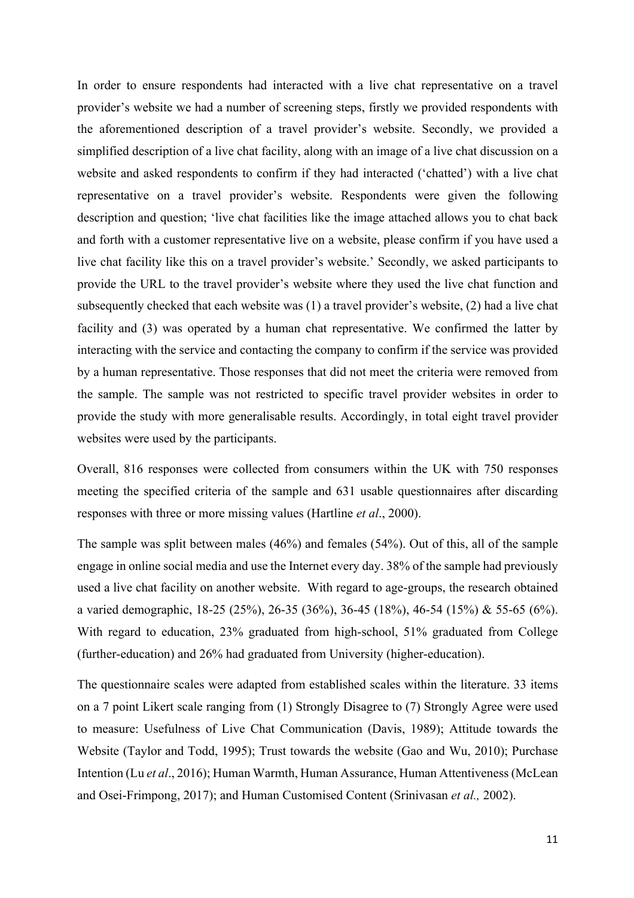In order to ensure respondents had interacted with a live chat representative on a travel provider's website we had a number of screening steps, firstly we provided respondents with the aforementioned description of a travel provider's website. Secondly, we provided a simplified description of a live chat facility, along with an image of a live chat discussion on a website and asked respondents to confirm if they had interacted ('chatted') with a live chat representative on a travel provider's website. Respondents were given the following description and question; 'live chat facilities like the image attached allows you to chat back and forth with a customer representative live on a website, please confirm if you have used a live chat facility like this on a travel provider's website.' Secondly, we asked participants to provide the URL to the travel provider's website where they used the live chat function and subsequently checked that each website was (1) a travel provider's website, (2) had a live chat facility and (3) was operated by a human chat representative. We confirmed the latter by interacting with the service and contacting the company to confirm if the service was provided by a human representative. Those responses that did not meet the criteria were removed from the sample. The sample was not restricted to specific travel provider websites in order to provide the study with more generalisable results. Accordingly, in total eight travel provider websites were used by the participants.

Overall, 816 responses were collected from consumers within the UK with 750 responses meeting the specified criteria of the sample and 631 usable questionnaires after discarding responses with three or more missing values (Hartline *et al*., 2000).

The sample was split between males (46%) and females (54%). Out of this, all of the sample engage in online social media and use the Internet every day. 38% of the sample had previously used a live chat facility on another website. With regard to age-groups, the research obtained a varied demographic, 18-25 (25%), 26-35 (36%), 36-45 (18%), 46-54 (15%) & 55-65 (6%). With regard to education, 23% graduated from high-school, 51% graduated from College (further-education) and 26% had graduated from University (higher-education).

The questionnaire scales were adapted from established scales within the literature. 33 items on a 7 point Likert scale ranging from (1) Strongly Disagree to (7) Strongly Agree were used to measure: Usefulness of Live Chat Communication (Davis, 1989); Attitude towards the Website (Taylor and Todd, 1995); Trust towards the website (Gao and Wu, 2010); Purchase Intention (Lu *et al*., 2016); Human Warmth, Human Assurance, Human Attentiveness (McLean and Osei-Frimpong, 2017); and Human Customised Content (Srinivasan *et al.,* 2002).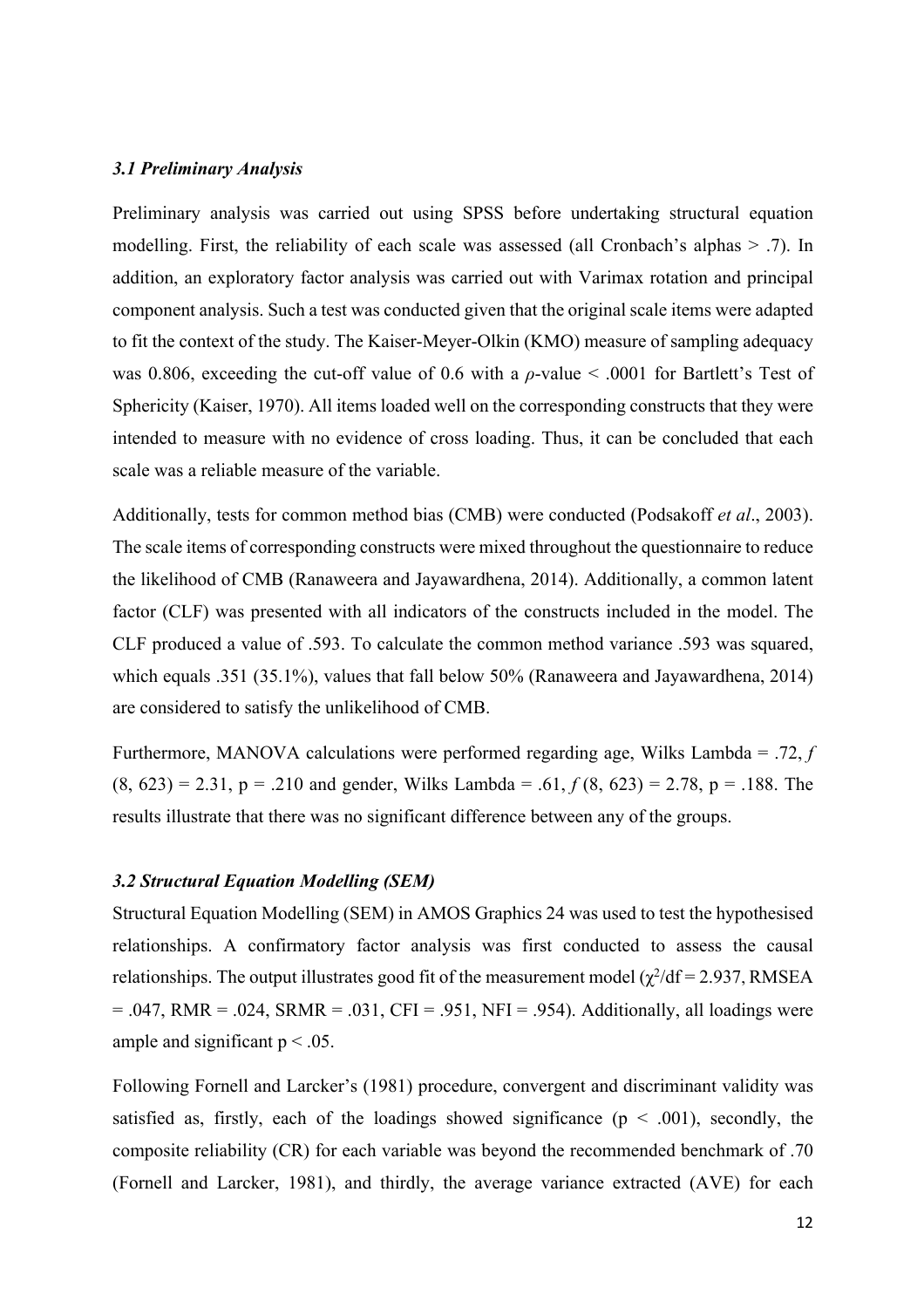### *3.1 Preliminary Analysis*

Preliminary analysis was carried out using SPSS before undertaking structural equation modelling. First, the reliability of each scale was assessed (all Cronbach's alphas > .7). In addition, an exploratory factor analysis was carried out with Varimax rotation and principal component analysis. Such a test was conducted given that the original scale items were adapted to fit the context of the study. The Kaiser-Meyer-Olkin (KMO) measure of sampling adequacy was 0.806, exceeding the cut-off value of 0.6 with a $\rho$-value < .0001 for Bartlett's Test of Sphericity (Kaiser, 1970). All items loaded well on the corresponding constructs that they were intended to measure with no evidence of cross loading. Thus, it can be concluded that each scale was a reliable measure of the variable.

Additionally, tests for common method bias (CMB) were conducted (Podsakoff *et al*., 2003). The scale items of corresponding constructs were mixed throughout the questionnaire to reduce the likelihood of CMB (Ranaweera and Jayawardhena, 2014). Additionally, a common latent factor (CLF) was presented with all indicators of the constructs included in the model. The CLF produced a value of .593. To calculate the common method variance .593 was squared, which equals .351 (35.1%), values that fall below 50% (Ranaweera and Jayawardhena, 2014) are considered to satisfy the unlikelihood of CMB.

Furthermore, MANOVA calculations were performed regarding age, Wilks Lambda = .72, $f$ (8, 623) = 2.31, p = .210 and gender, Wilks Lambda = .61, $f$ (8, 623) = 2.78, p = .188. The results illustrate that there was no significant difference between any of the groups.

### *3.2 Structural Equation Modelling (SEM)*

Structural Equation Modelling (SEM) in AMOS Graphics 24 was used to test the hypothesised relationships. A confirmatory factor analysis was first conducted to assess the causal relationships. The output illustrates good fit of the measurement model ($\chi^2$/df = 2.937, RMSEA = .047, RMR = .024, SRMR = .031, CFI = .951, NFI = .954). Additionally, all loadings were ample and significant $p < .05$.

Following Fornell and Larcker's (1981) procedure, convergent and discriminant validity was satisfied as, firstly, each of the loadings showed significance ($p < .001$), secondly, the composite reliability (CR) for each variable was beyond the recommended benchmark of .70 (Fornell and Larcker, 1981), and thirdly, the average variance extracted (AVE) for each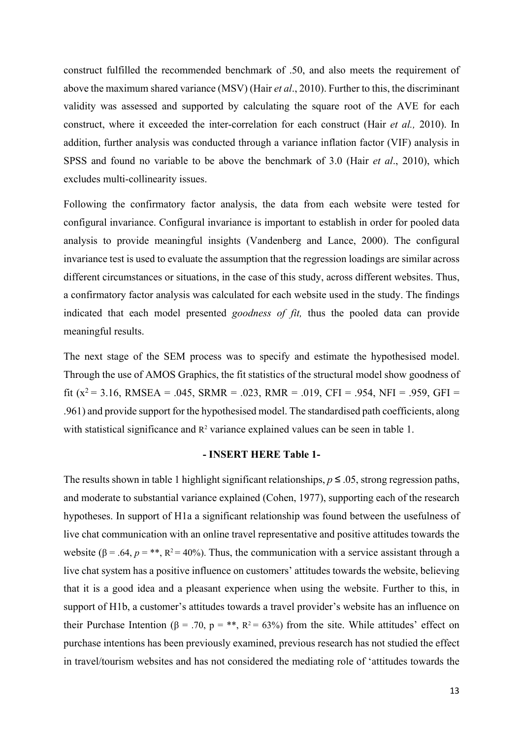construct fulfilled the recommended benchmark of .50, and also meets the requirement of above the maximum shared variance (MSV) (Hair *et al*., 2010). Further to this, the discriminant validity was assessed and supported by calculating the square root of the AVE for each construct, where it exceeded the inter-correlation for each construct (Hair *et al.,* 2010). In addition, further analysis was conducted through a variance inflation factor (VIF) analysis in SPSS and found no variable to be above the benchmark of 3.0 (Hair *et al*., 2010), which excludes multi-collinearity issues.

Following the confirmatory factor analysis, the data from each website were tested for configural invariance. Configural invariance is important to establish in order for pooled data analysis to provide meaningful insights (Vandenberg and Lance, 2000). The configural invariance test is used to evaluate the assumption that the regression loadings are similar across different circumstances or situations, in the case of this study, across different websites. Thus, a confirmatory factor analysis was calculated for each website used in the study. The findings indicated that each model presented *goodness of fit,* thus the pooled data can provide meaningful results.

The next stage of the SEM process was to specify and estimate the hypothesised model. Through the use of AMOS Graphics, the fit statistics of the structural model show goodness of fit ($x^2$ = 3.16, RMSEA = .045, SRMR = .023, RMR = .019, CFI = .954, NFI = .959, GFI = .961) and provide support for the hypothesised model. The standardised path coefficients, along with statistical significance and $R^2$ variance explained values can be seen in table 1.

**- INSERT HERE Table 1-**

The results shown in table 1 highlight significant relationships, $p \leq .05$, strong regression paths, and moderate to substantial variance explained (Cohen, 1977), supporting each of the research hypotheses. In support of H1a a significant relationship was found between the usefulness of live chat communication with an online travel representative and positive attitudes towards the website ($\beta$ = .64, *p* = \*\*, $R^2$ = 40%). Thus, the communication with a service assistant through a live chat system has a positive influence on customers' attitudes towards the website, believing that it is a good idea and a pleasant experience when using the website. Further to this, in support of H1b, a customer's attitudes towards a travel provider's website has an influence on their Purchase Intention ($\beta$ = .70, p = \*\*, $R^2$ = 63%) from the site. While attitudes' effect on purchase intentions has been previously examined, previous research has not studied the effect in travel/tourism websites and has not considered the mediating role of 'attitudes towards the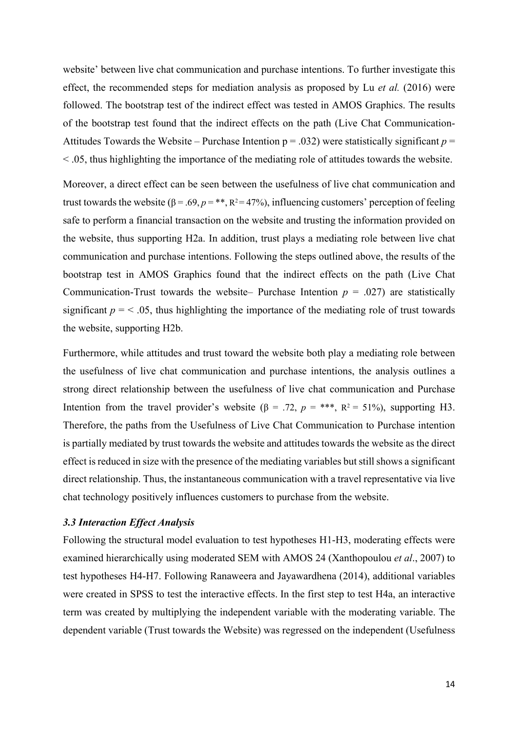website' between live chat communication and purchase intentions. To further investigate this effect, the recommended steps for mediation analysis as proposed by Lu *et al.* (2016) were followed. The bootstrap test of the indirect effect was tested in AMOS Graphics. The results of the bootstrap test found that the indirect effects on the path (Live Chat Communication-Attitudes Towards the Website – Purchase Intention p = .032) were statistically significant $p = < .05$, thus highlighting the importance of the mediating role of attitudes towards the website.

Moreover, a direct effect can be seen between the usefulness of live chat communication and trust towards the website ($\beta = .69$, $p$ = **, $R^2 = 47\%$), influencing customers' perception of feeling safe to perform a financial transaction on the website and trusting the information provided on the website, thus supporting H2a. In addition, trust plays a mediating role between live chat communication and purchase intentions. Following the steps outlined above, the results of the bootstrap test in AMOS Graphics found that the indirect effects on the path (Live Chat Communication-Trust towards the website– Purchase Intention $p = .027$) are statistically significant $p = < .05$, thus highlighting the importance of the mediating role of trust towards the website, supporting H2b.

Furthermore, while attitudes and trust toward the website both play a mediating role between the usefulness of live chat communication and purchase intentions, the analysis outlines a strong direct relationship between the usefulness of live chat communication and Purchase Intention from the travel provider's website ($\beta = .72$, $p$ = ***, $R^2 = 51\%$), supporting H3. Therefore, the paths from the Usefulness of Live Chat Communication to Purchase intention is partially mediated by trust towards the website and attitudes towards the website as the direct effect is reduced in size with the presence of the mediating variables but still shows a significant direct relationship. Thus, the instantaneous communication with a travel representative via live chat technology positively influences customers to purchase from the website.

### *3.3 Interaction Effect Analysis*

Following the structural model evaluation to test hypotheses H1-H3, moderating effects were examined hierarchically using moderated SEM with AMOS 24 (Xanthopoulou *et al*., 2007) to test hypotheses H4-H7. Following Ranaweera and Jayawardhena (2014), additional variables were created in SPSS to test the interactive effects. In the first step to test H4a, an interactive term was created by multiplying the independent variable with the moderating variable. The dependent variable (Trust towards the Website) was regressed on the independent (Usefulness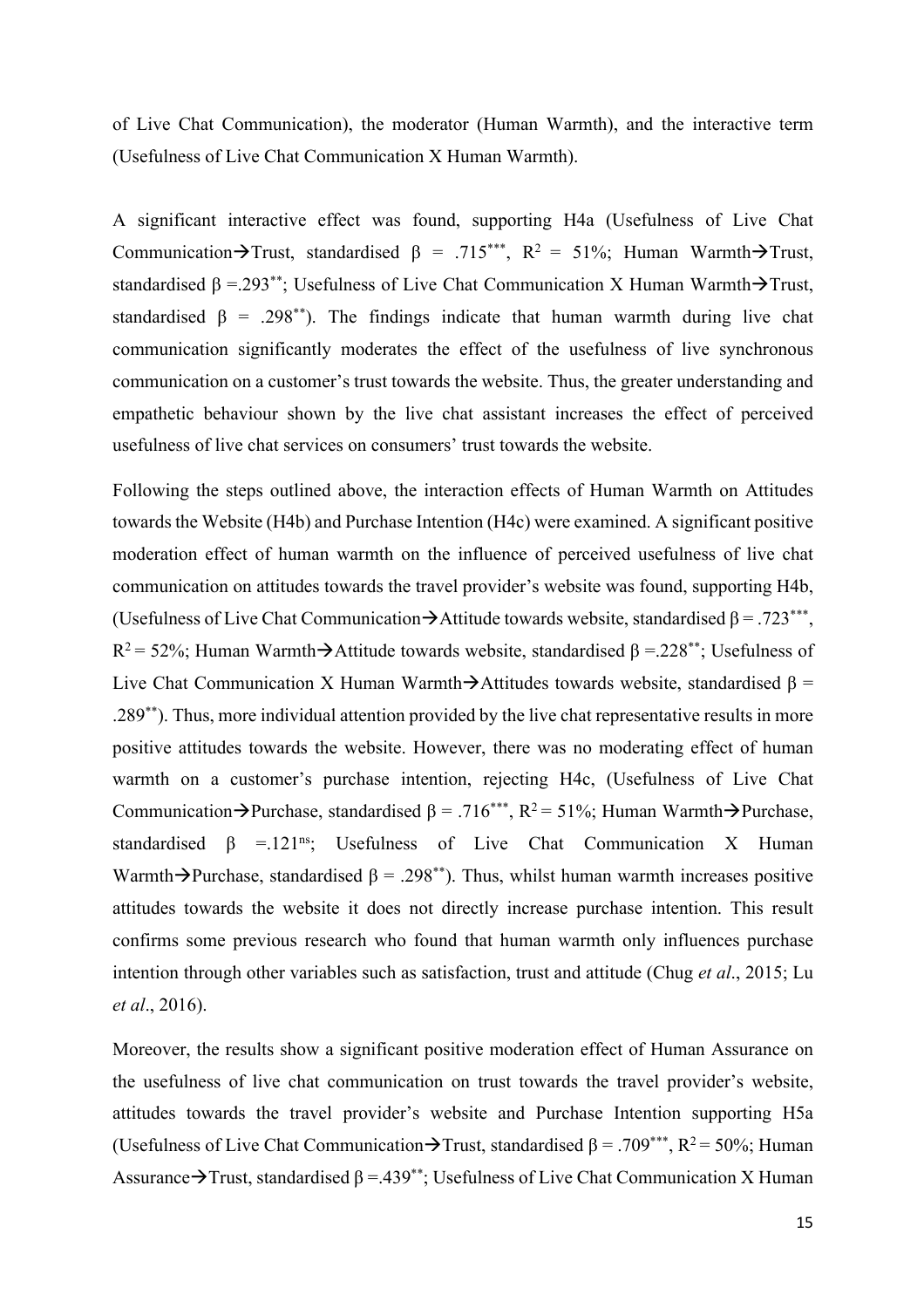of Live Chat Communication), the moderator (Human Warmth), and the interactive term (Usefulness of Live Chat Communication X Human Warmth).

A significant interactive effect was found, supporting H4a (Usefulness of Live Chat Communication→Trust, standardised $\beta$ = .715$^{***}$, $R^2$ = 51%; Human Warmth→Trust, standardised $\beta$ =.293$^{**}$; Usefulness of Live Chat Communication X Human Warmth→Trust, standardised $\beta$ = .298$^{**}$). The findings indicate that human warmth during live chat communication significantly moderates the effect of the usefulness of live synchronous communication on a customer's trust towards the website. Thus, the greater understanding and empathetic behaviour shown by the live chat assistant increases the effect of perceived usefulness of live chat services on consumers' trust towards the website.

Following the steps outlined above, the interaction effects of Human Warmth on Attitudes towards the Website (H4b) and Purchase Intention (H4c) were examined. A significant positive moderation effect of human warmth on the influence of perceived usefulness of live chat communication on attitudes towards the travel provider's website was found, supporting H4b, (Usefulness of Live Chat Communication→Attitude towards website, standardised $\beta$ = .723$^{***}$, $R^2$ = 52%; Human Warmth→Attitude towards website, standardised $\beta$ =.228$^{**}$; Usefulness of Live Chat Communication X Human Warmth→Attitudes towards website, standardised $\beta$ = .289$^{**}$). Thus, more individual attention provided by the live chat representative results in more positive attitudes towards the website. However, there was no moderating effect of human warmth on a customer's purchase intention, rejecting H4c, (Usefulness of Live Chat Communication→Purchase, standardised $\beta$ = .716$^{***}$, $R^2$ = 51%; Human Warmth→Purchase, standardised $\beta$ =.121$^{ns}$; Usefulness of Live Chat Communication X Human Warmth→Purchase, standardised $\beta$ = .298$^{**}$). Thus, whilst human warmth increases positive attitudes towards the website it does not directly increase purchase intention. This result confirms some previous research who found that human warmth only influences purchase intention through other variables such as satisfaction, trust and attitude (Chug *et al*., 2015; Lu *et al*., 2016).

Moreover, the results show a significant positive moderation effect of Human Assurance on the usefulness of live chat communication on trust towards the travel provider's website, attitudes towards the travel provider's website and Purchase Intention supporting H5a (Usefulness of Live Chat Communication→Trust, standardised $\beta$ = .709$^{***}$, $R^2$ = 50%; Human Assurance→Trust, standardised $\beta$ =.439$^{**}$; Usefulness of Live Chat Communication X Human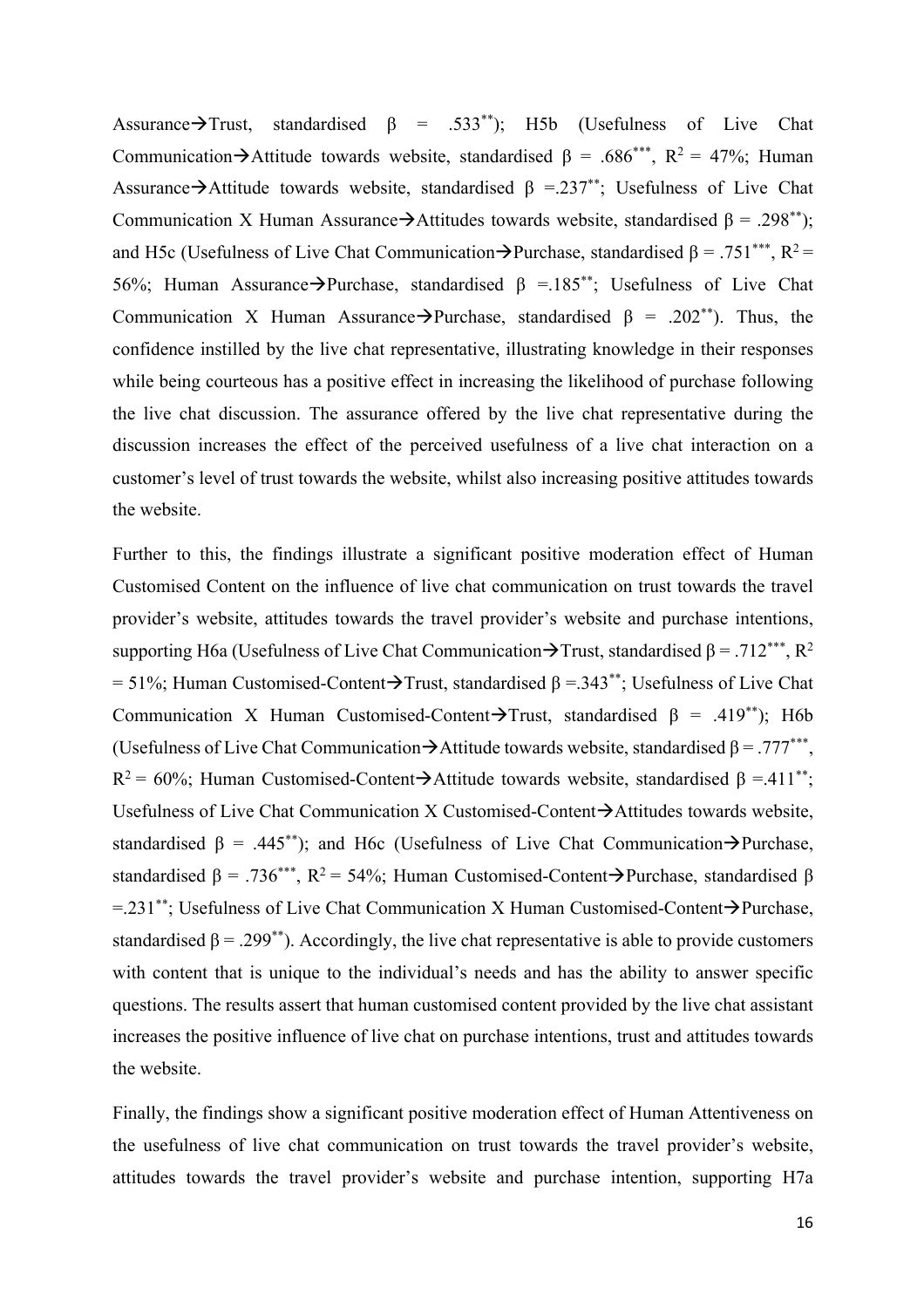Assurance→Trust, standardised $\beta$ = .533$^{**}$); H5b (Usefulness of Live Chat Communication→Attitude towards website, standardised $\beta$ = .686$^{***}$, $R^2$ = 47%; Human Assurance→Attitude towards website, standardised $\beta$ =.237$^{**}$; Usefulness of Live Chat Communication X Human Assurance→Attitudes towards website, standardised $\beta$ = .298$^{**}$); and H5c (Usefulness of Live Chat Communication→Purchase, standardised $\beta$ = .751$^{***}$, $R^2$ = 56%; Human Assurance→Purchase, standardised $\beta$ =.185$^{**}$; Usefulness of Live Chat Communication X Human Assurance→Purchase, standardised $\beta$ = .202$^{**}$). Thus, the confidence instilled by the live chat representative, illustrating knowledge in their responses while being courteous has a positive effect in increasing the likelihood of purchase following the live chat discussion. The assurance offered by the live chat representative during the discussion increases the effect of the perceived usefulness of a live chat interaction on a customer's level of trust towards the website, whilst also increasing positive attitudes towards the website.

Further to this, the findings illustrate a significant positive moderation effect of Human Customised Content on the influence of live chat communication on trust towards the travel provider's website, attitudes towards the travel provider's website and purchase intentions, supporting H6a (Usefulness of Live Chat Communication→Trust, standardised $\beta$ = .712$^{***}$, $R^2$ = 51%; Human Customised-Content→Trust, standardised $\beta$ =.343$^{**}$; Usefulness of Live Chat Communication X Human Customised-Content→Trust, standardised $\beta$ = .419$^{**}$); H6b (Usefulness of Live Chat Communication→Attitude towards website, standardised $\beta$ = .777$^{***}$, $R^2$ = 60%; Human Customised-Content→Attitude towards website, standardised $\beta$ =.411$^{**}$; Usefulness of Live Chat Communication X Customised-Content→Attitudes towards website, standardised $\beta$ = .445$^{**}$); and H6c (Usefulness of Live Chat Communication→Purchase, standardised $\beta$ = .736$^{***}$, $R^2$ = 54%; Human Customised-Content→Purchase, standardised $\beta$ =.231$^{**}$; Usefulness of Live Chat Communication X Human Customised-Content→Purchase, standardised $\beta$ = .299$^{**}$). Accordingly, the live chat representative is able to provide customers with content that is unique to the individual's needs and has the ability to answer specific questions. The results assert that human customised content provided by the live chat assistant increases the positive influence of live chat on purchase intentions, trust and attitudes towards the website.

Finally, the findings show a significant positive moderation effect of Human Attentiveness on the usefulness of live chat communication on trust towards the travel provider's website, attitudes towards the travel provider's website and purchase intention, supporting H7a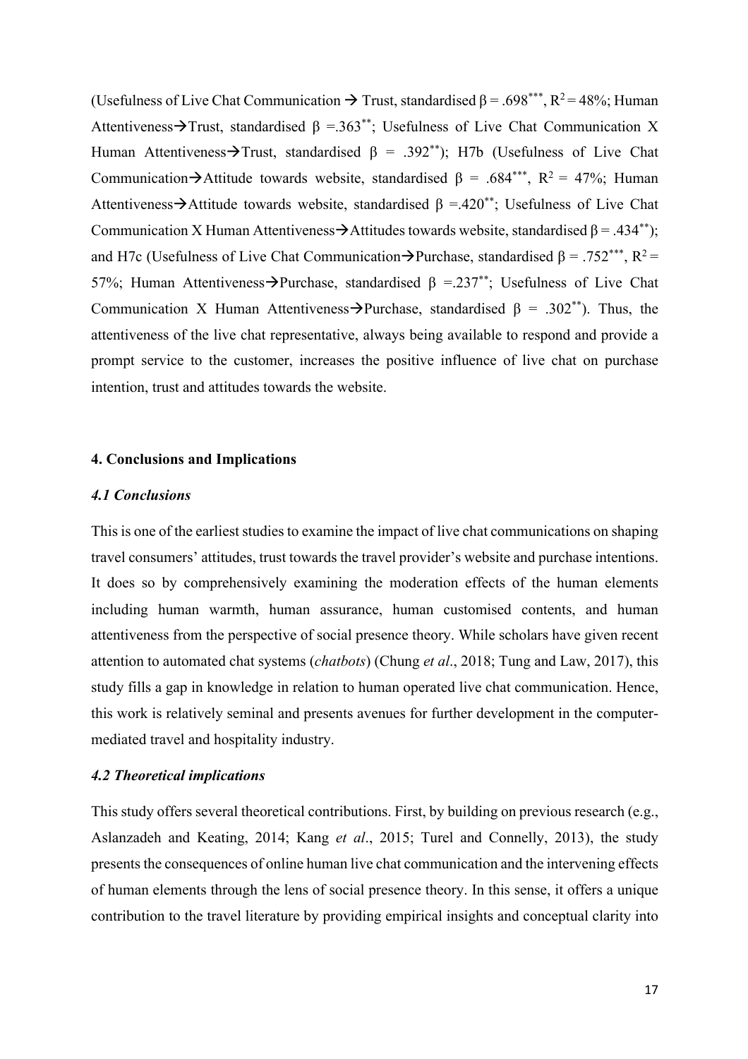(Usefulness of Live Chat Communication → Trust, standardised $\beta = .698^{***}$, $R^2 = 48\%$; Human Attentiveness→Trust, standardised $\beta = .363^{**}$; Usefulness of Live Chat Communication X Human Attentiveness→Trust, standardised $\beta = .392^{**}$); H7b (Usefulness of Live Chat Communication→Attitude towards website, standardised $\beta = .684^{***}$, $R^2 = 47\%$; Human Attentiveness→Attitude towards website, standardised $\beta = .420^{**}$; Usefulness of Live Chat Communication X Human Attentiveness→Attitudes towards website, standardised $\beta = .434^{**}$); and H7c (Usefulness of Live Chat Communication→Purchase, standardised $\beta = .752^{***}$, $R^2 = 57\%$; Human Attentiveness→Purchase, standardised $\beta = .237^{**}$; Usefulness of Live Chat Communication X Human Attentiveness→Purchase, standardised $\beta = .302^{**}$). Thus, the attentiveness of the live chat representative, always being available to respond and provide a prompt service to the customer, increases the positive influence of live chat on purchase intention, trust and attitudes towards the website.

## 4. Conclusions and Implications

### *4.1 Conclusions*

This is one of the earliest studies to examine the impact of live chat communications on shaping travel consumers' attitudes, trust towards the travel provider's website and purchase intentions. It does so by comprehensively examining the moderation effects of the human elements including human warmth, human assurance, human customised contents, and human attentiveness from the perspective of social presence theory. While scholars have given recent attention to automated chat systems (*chatbots*) (Chung *et al*., 2018; Tung and Law, 2017), this study fills a gap in knowledge in relation to human operated live chat communication. Hence, this work is relatively seminal and presents avenues for further development in the computer-mediated travel and hospitality industry.

### *4.2 Theoretical implications*

This study offers several theoretical contributions. First, by building on previous research (e.g., Aslanzadeh and Keating, 2014; Kang *et al*., 2015; Turel and Connelly, 2013), the study presents the consequences of online human live chat communication and the intervening effects of human elements through the lens of social presence theory. In this sense, it offers a unique contribution to the travel literature by providing empirical insights and conceptual clarity into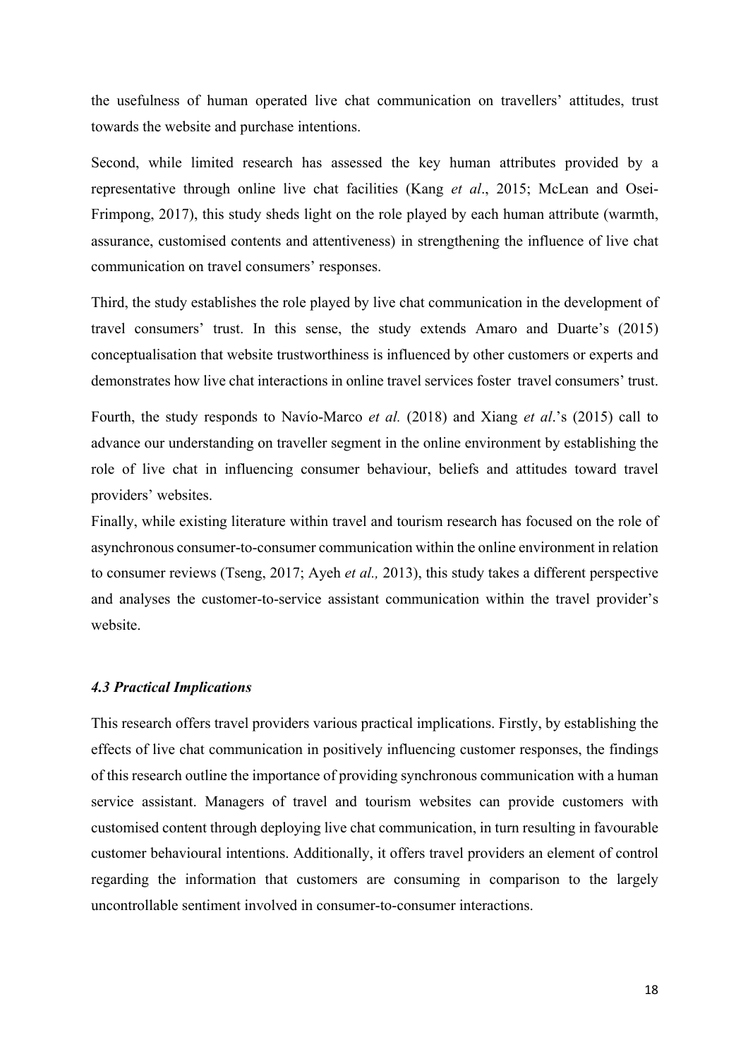the usefulness of human operated live chat communication on travellers' attitudes, trust towards the website and purchase intentions.

Second, while limited research has assessed the key human attributes provided by a representative through online live chat facilities (Kang *et al*., 2015; McLean and Osei-Frimpong, 2017), this study sheds light on the role played by each human attribute (warmth, assurance, customised contents and attentiveness) in strengthening the influence of live chat communication on travel consumers' responses.

Third, the study establishes the role played by live chat communication in the development of travel consumers' trust. In this sense, the study extends Amaro and Duarte's (2015) conceptualisation that website trustworthiness is influenced by other customers or experts and demonstrates how live chat interactions in online travel services foster travel consumers' trust.

Fourth, the study responds to Navío-Marco *et al.* (2018) and Xiang *et al*.'s (2015) call to advance our understanding on traveller segment in the online environment by establishing the role of live chat in influencing consumer behaviour, beliefs and attitudes toward travel providers' websites.

Finally, while existing literature within travel and tourism research has focused on the role of asynchronous consumer-to-consumer communication within the online environment in relation to consumer reviews (Tseng, 2017; Ayeh *et al.,* 2013), this study takes a different perspective and analyses the customer-to-service assistant communication within the travel provider's website.

### *4.3 Practical Implications*

This research offers travel providers various practical implications. Firstly, by establishing the effects of live chat communication in positively influencing customer responses, the findings of this research outline the importance of providing synchronous communication with a human service assistant. Managers of travel and tourism websites can provide customers with customised content through deploying live chat communication, in turn resulting in favourable customer behavioural intentions. Additionally, it offers travel providers an element of control regarding the information that customers are consuming in comparison to the largely uncontrollable sentiment involved in consumer-to-consumer interactions.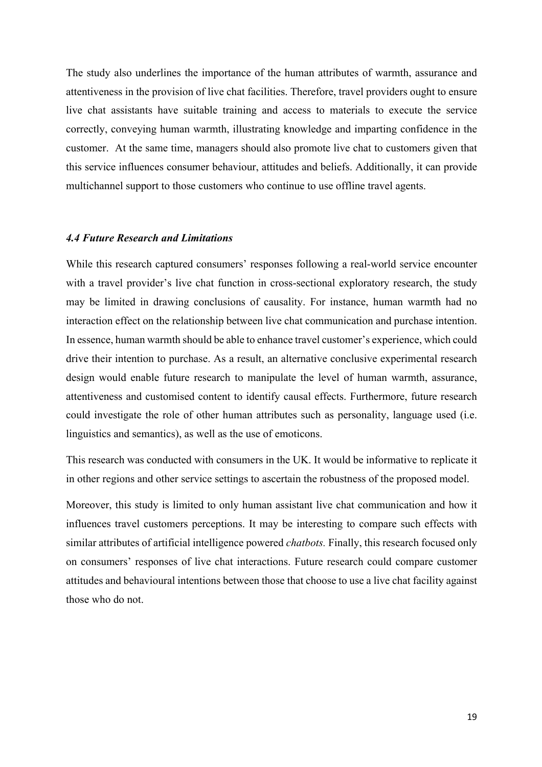The study also underlines the importance of the human attributes of warmth, assurance and attentiveness in the provision of live chat facilities. Therefore, travel providers ought to ensure live chat assistants have suitable training and access to materials to execute the service correctly, conveying human warmth, illustrating knowledge and imparting confidence in the customer.  At the same time, managers should also promote live chat to customers given that this service influences consumer behaviour, attitudes and beliefs. Additionally, it can provide multichannel support to those customers who continue to use offline travel agents.

### *4.4 Future Research and Limitations*

While this research captured consumers' responses following a real-world service encounter with a travel provider's live chat function in cross-sectional exploratory research, the study may be limited in drawing conclusions of causality. For instance, human warmth had no interaction effect on the relationship between live chat communication and purchase intention. In essence, human warmth should be able to enhance travel customer's experience, which could drive their intention to purchase. As a result, an alternative conclusive experimental research design would enable future research to manipulate the level of human warmth, assurance, attentiveness and customised content to identify causal effects. Furthermore, future research could investigate the role of other human attributes such as personality, language used (i.e. linguistics and semantics), as well as the use of emoticons.

This research was conducted with consumers in the UK. It would be informative to replicate it in other regions and other service settings to ascertain the robustness of the proposed model.

Moreover, this study is limited to only human assistant live chat communication and how it influences travel customers perceptions. It may be interesting to compare such effects with similar attributes of artificial intelligence powered *chatbots.* Finally, this research focused only on consumers' responses of live chat interactions. Future research could compare customer attitudes and behavioural intentions between those that choose to use a live chat facility against those who do not.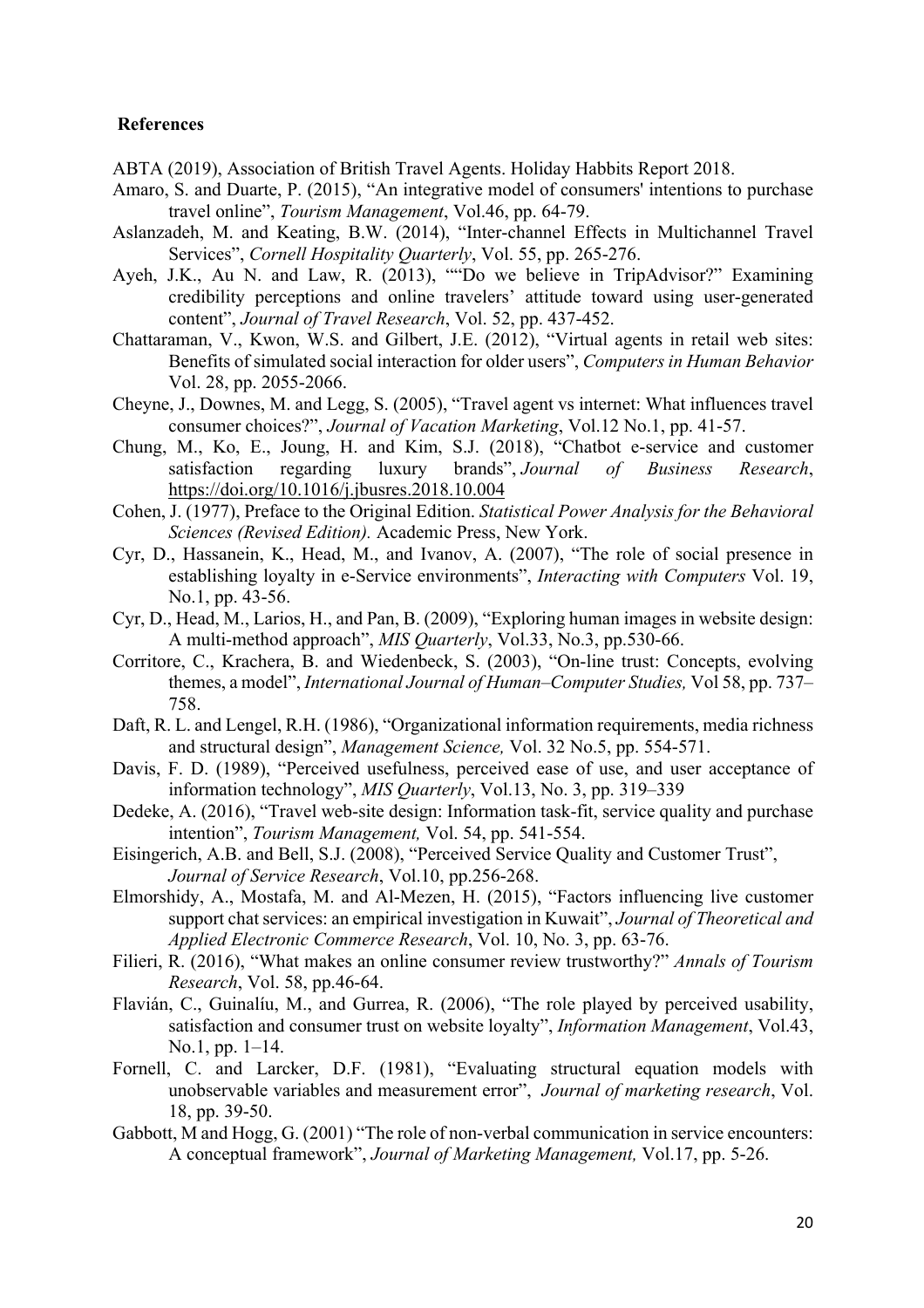**References**

ABTA (2019), Association of British Travel Agents. Holiday Habbits Report 2018.

Amaro, S. and Duarte, P. (2015), "An integrative model of consumers' intentions to purchase travel online", *Tourism Management*, Vol.46, pp. 64-79.

Aslanzadeh, M. and Keating, B.W. (2014), "Inter-channel Effects in Multichannel Travel Services", *Cornell Hospitality Quarterly*, Vol. 55, pp. 265-276.

Ayeh, J.K., Au N. and Law, R. (2013), ""Do we believe in TripAdvisor?" Examining credibility perceptions and online travelers' attitude toward using user-generated content", *Journal of Travel Research*, Vol. 52, pp. 437-452.

Chattaraman, V., Kwon, W.S. and Gilbert, J.E. (2012), "Virtual agents in retail web sites: Benefits of simulated social interaction for older users", *Computers in Human Behavior* Vol. 28, pp. 2055-2066.

Cheyne, J., Downes, M. and Legg, S. (2005), "Travel agent vs internet: What influences travel consumer choices?", *Journal of Vacation Marketing*, Vol.12 No.1, pp. 41-57.

Chung, M., Ko, E., Joung, H. and Kim, S.J. (2018), "Chatbot e-service and customer satisfaction regarding luxury brands", *Journal of Business Research*, https://doi.org/10.1016/j.jbusres.2018.10.004

Cohen, J. (1977), Preface to the Original Edition. *Statistical Power Analysis for the Behavioral Sciences (Revised Edition).* Academic Press, New York.

Cyr, D., Hassanein, K., Head, M., and Ivanov, A. (2007), "The role of social presence in establishing loyalty in e-Service environments", *Interacting with Computers* Vol. 19, No.1, pp. 43-56.

Cyr, D., Head, M., Larios, H., and Pan, B. (2009), "Exploring human images in website design: A multi-method approach", *MIS Quarterly*, Vol.33, No.3, pp.530-66.

Corritore, C., Krachera, B. and Wiedenbeck, S. (2003), "On-line trust: Concepts, evolving themes, a model", *International Journal of Human–Computer Studies,* Vol 58, pp. 737–758.

Daft, R. L. and Lengel, R.H. (1986), "Organizational information requirements, media richness and structural design", *Management Science,* Vol. 32 No.5, pp. 554-571.

Davis, F. D. (1989), "Perceived usefulness, perceived ease of use, and user acceptance of information technology", *MIS Quarterly*, Vol.13, No. 3, pp. 319–339

Dedeke, A. (2016), "Travel web-site design: Information task-fit, service quality and purchase intention", *Tourism Management,* Vol. 54, pp. 541-554.

Eisingerich, A.B. and Bell, S.J. (2008), "Perceived Service Quality and Customer Trust", *Journal of Service Research*, Vol.10, pp.256-268.

Elmorshidy, A., Mostafa, M. and Al-Mezen, H. (2015), "Factors influencing live customer support chat services: an empirical investigation in Kuwait", *Journal of Theoretical and Applied Electronic Commerce Research*, Vol. 10, No. 3, pp. 63-76.

Filieri, R. (2016), "What makes an online consumer review trustworthy?" *Annals of Tourism Research*, Vol. 58, pp.46-64.

Flavián, C., Guinalíu, M., and Gurrea, R. (2006), "The role played by perceived usability, satisfaction and consumer trust on website loyalty", *Information Management*, Vol.43, No.1, pp. 1–14.

Fornell, C. and Larcker, D.F. (1981), "Evaluating structural equation models with unobservable variables and measurement error", *Journal of marketing research*, Vol. 18, pp. 39-50.

Gabbott, M and Hogg, G. (2001) "The role of non-verbal communication in service encounters: A conceptual framework", *Journal of Marketing Management,* Vol.17, pp. 5-26.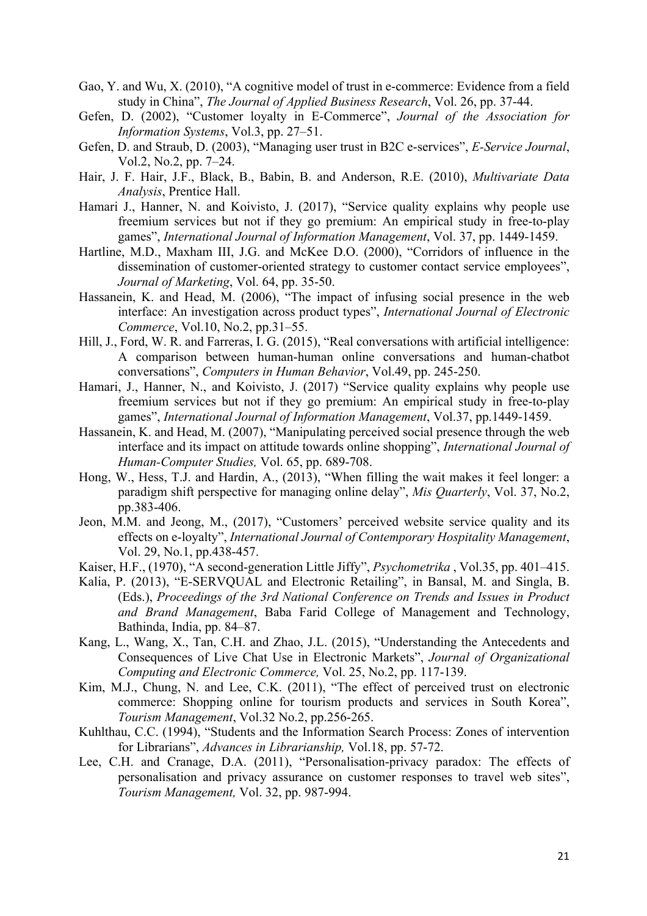Gao, Y. and Wu, X. (2010), “A cognitive model of trust in e-commerce: Evidence from a field study in China”, *The Journal of Applied Business Research*, Vol. 26, pp. 37-44.

Gefen, D. (2002), “Customer loyalty in E-Commerce”, *Journal of the Association for Information Systems*, Vol.3, pp. 27–51.

Gefen, D. and Straub, D. (2003), “Managing user trust in B2C e-services”, *E-Service Journal*, Vol.2, No.2, pp. 7–24.

Hair, J. F. Hair, J.F., Black, B., Babin, B. and Anderson, R.E. (2010), *Multivariate Data Analysis*, Prentice Hall.

Hamari J., Hanner, N. and Koivisto, J. (2017), “Service quality explains why people use freemium services but not if they go premium: An empirical study in free-to-play games”, *International Journal of Information Management*, Vol. 37, pp. 1449-1459.

Hartline, M.D., Maxham III, J.G. and McKee D.O. (2000), “Corridors of influence in the dissemination of customer-oriented strategy to customer contact service employees”, *Journal of Marketing*, Vol. 64, pp. 35-50.

Hassanein, K. and Head, M. (2006), “The impact of infusing social presence in the web interface: An investigation across product types”, *International Journal of Electronic Commerce*, Vol.10, No.2, pp.31–55.

Hill, J., Ford, W. R. and Farreras, I. G. (2015), “Real conversations with artificial intelligence: A comparison between human-human online conversations and human-chatbot conversations”, *Computers in Human Behavior*, Vol.49, pp. 245-250.

Hamari, J., Hanner, N., and Koivisto, J. (2017) “Service quality explains why people use freemium services but not if they go premium: An empirical study in free-to-play games”, *International Journal of Information Management*, Vol.37, pp.1449-1459.

Hassanein, K. and Head, M. (2007), “Manipulating perceived social presence through the web interface and its impact on attitude towards online shopping”, *International Journal of Human-Computer Studies,* Vol. 65, pp. 689-708.

Hong, W., Hess, T.J. and Hardin, A., (2013), “When filling the wait makes it feel longer: a paradigm shift perspective for managing online delay”, *Mis Quarterly*, Vol. 37, No.2, pp.383-406.

Jeon, M.M. and Jeong, M., (2017), “Customers’ perceived website service quality and its effects on e-loyalty”, *International Journal of Contemporary Hospitality Management*, Vol. 29, No.1, pp.438-457.

Kaiser, H.F., (1970), “A second-generation Little Jiffy”, *Psychometrika* , Vol.35, pp. 401–415.

Kalia, P. (2013), “E-SERVQUAL and Electronic Retailing”, in Bansal, M. and Singla, B. (Eds.), *Proceedings of the 3rd National Conference on Trends and Issues in Product and Brand Management*, Baba Farid College of Management and Technology, Bathinda, India, pp. 84–87.

Kang, L., Wang, X., Tan, C.H. and Zhao, J.L. (2015), “Understanding the Antecedents and Consequences of Live Chat Use in Electronic Markets”, *Journal of Organizational Computing and Electronic Commerce,* Vol. 25, No.2, pp. 117-139.

Kim, M.J., Chung, N. and Lee, C.K. (2011), “The effect of perceived trust on electronic commerce: Shopping online for tourism products and services in South Korea”, *Tourism Management*, Vol.32 No.2, pp.256-265.

Kuhlthau, C.C. (1994), “Students and the Information Search Process: Zones of intervention for Librarians”, *Advances in Librarianship,* Vol.18, pp. 57-72.

Lee, C.H. and Cranage, D.A. (2011), “Personalisation-privacy paradox: The effects of personalisation and privacy assurance on customer responses to travel web sites”, *Tourism Management,* Vol. 32, pp. 987-994.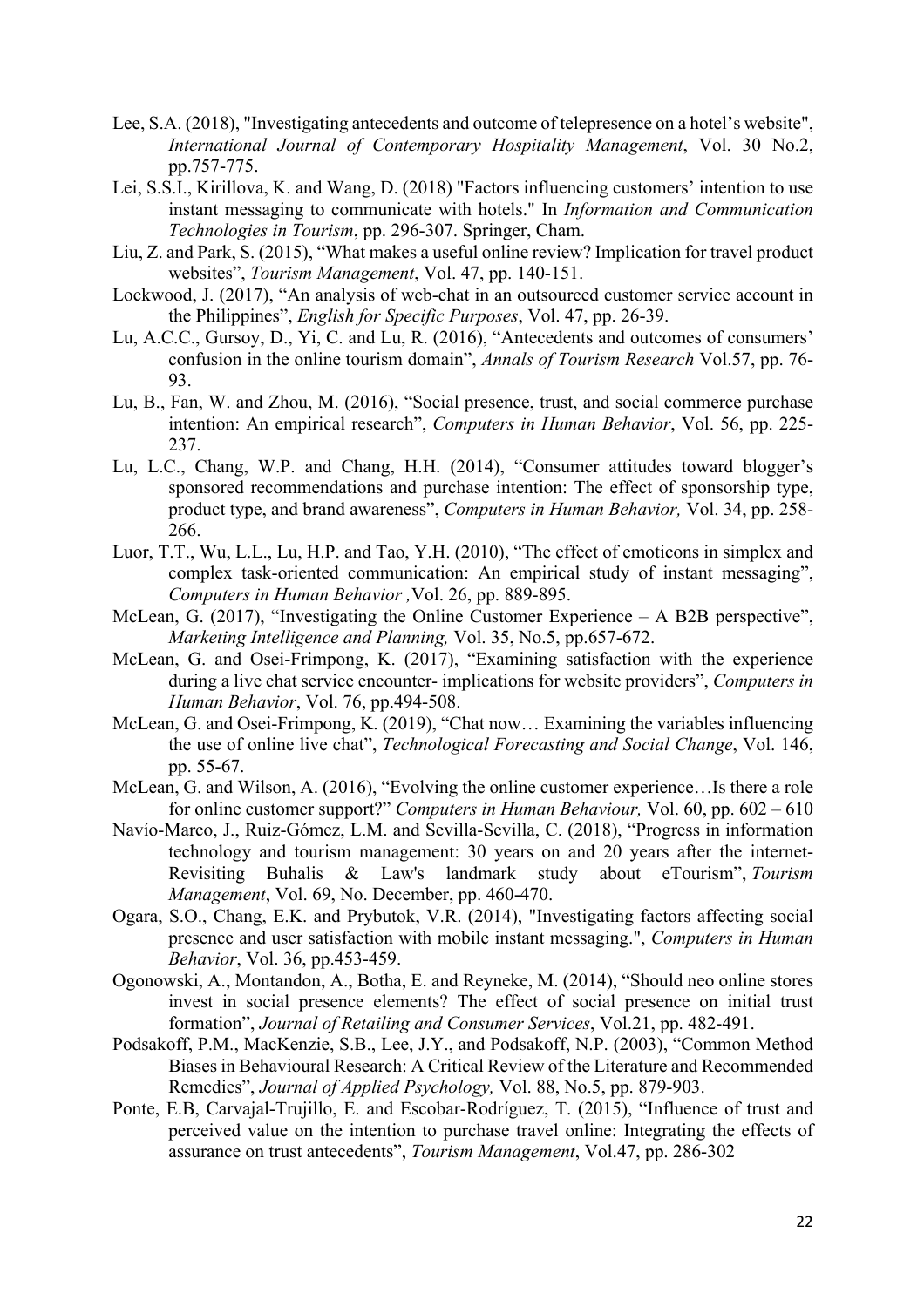Lee, S.A. (2018), "Investigating antecedents and outcome of telepresence on a hotel's website", *International Journal of Contemporary Hospitality Management*, Vol. 30 No.2, pp.757-775.

Lei, S.S.I., Kirillova, K. and Wang, D. (2018) "Factors influencing customers' intention to use instant messaging to communicate with hotels." In *Information and Communication Technologies in Tourism*, pp. 296-307. Springer, Cham.

Liu, Z. and Park, S. (2015), "What makes a useful online review? Implication for travel product websites", *Tourism Management*, Vol. 47, pp. 140-151.

Lockwood, J. (2017), "An analysis of web-chat in an outsourced customer service account in the Philippines", *English for Specific Purposes*, Vol. 47, pp. 26-39.

Lu, A.C.C., Gursoy, D., Yi, C. and Lu, R. (2016), "Antecedents and outcomes of consumers' confusion in the online tourism domain", *Annals of Tourism Research* Vol.57, pp. 76-93.

Lu, B., Fan, W. and Zhou, M. (2016), "Social presence, trust, and social commerce purchase intention: An empirical research", *Computers in Human Behavior*, Vol. 56, pp. 225-237.

Lu, L.C., Chang, W.P. and Chang, H.H. (2014), "Consumer attitudes toward blogger's sponsored recommendations and purchase intention: The effect of sponsorship type, product type, and brand awareness", *Computers in Human Behavior,* Vol. 34, pp. 258-266.

Luor, T.T., Wu, L.L., Lu, H.P. and Tao, Y.H. (2010), "The effect of emoticons in simplex and complex task-oriented communication: An empirical study of instant messaging", *Computers in Human Behavior ,*Vol. 26, pp. 889-895.

McLean, G. (2017), "Investigating the Online Customer Experience – A B2B perspective", *Marketing Intelligence and Planning,* Vol. 35, No.5, pp.657-672.

McLean, G. and Osei-Frimpong, K. (2017), "Examining satisfaction with the experience during a live chat service encounter- implications for website providers", *Computers in Human Behavior*, Vol. 76, pp.494-508.

McLean, G. and Osei-Frimpong, K. (2019), "Chat now… Examining the variables influencing the use of online live chat", *Technological Forecasting and Social Change*, Vol. 146, pp. 55-67.

McLean, G. and Wilson, A. (2016), "Evolving the online customer experience…Is there a role for online customer support?" *Computers in Human Behaviour,* Vol. 60, pp. 602 – 610

Navío-Marco, J., Ruiz-Gómez, L.M. and Sevilla-Sevilla, C. (2018), "Progress in information technology and tourism management: 30 years on and 20 years after the internet-Revisiting Buhalis & Law's landmark study about eTourism", *Tourism Management*, Vol. 69, No. December, pp. 460-470.

Ogara, S.O., Chang, E.K. and Prybutok, V.R. (2014), "Investigating factors affecting social presence and user satisfaction with mobile instant messaging.", *Computers in Human Behavior*, Vol. 36, pp.453-459.

Ogonowski, A., Montandon, A., Botha, E. and Reyneke, M. (2014), "Should neo online stores invest in social presence elements? The effect of social presence on initial trust formation", *Journal of Retailing and Consumer Services*, Vol.21, pp. 482-491.

Podsakoff, P.M., MacKenzie, S.B., Lee, J.Y., and Podsakoff, N.P. (2003), "Common Method Biases in Behavioural Research: A Critical Review of the Literature and Recommended Remedies", *Journal of Applied Psychology,* Vol. 88, No.5, pp. 879-903.

Ponte, E.B, Carvajal-Trujillo, E. and Escobar-Rodríguez, T. (2015), "Influence of trust and perceived value on the intention to purchase travel online: Integrating the effects of assurance on trust antecedents", *Tourism Management*, Vol.47, pp. 286-302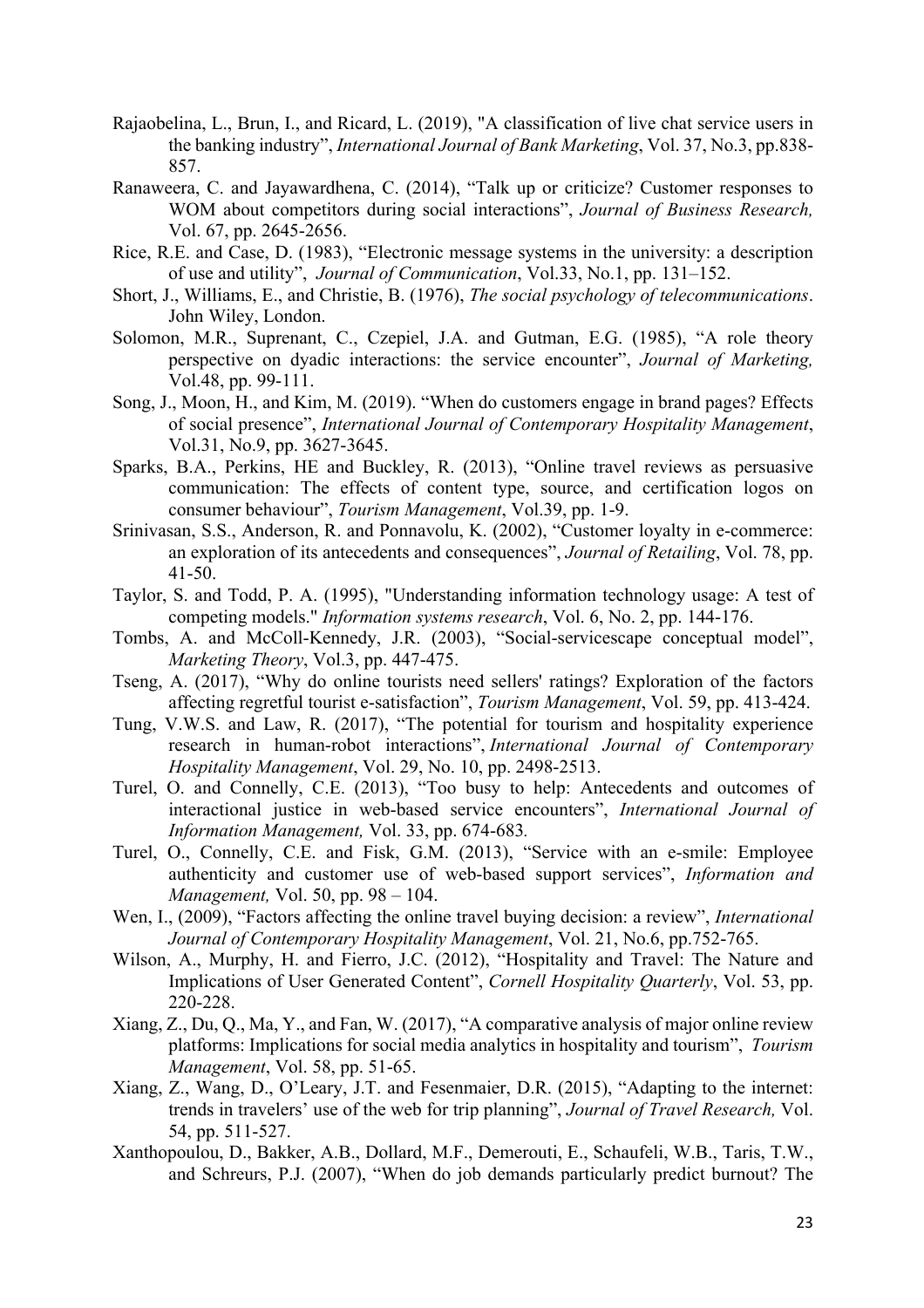Rajaobelina, L., Brun, I., and Ricard, L. (2019), "A classification of live chat service users in the banking industry", *International Journal of Bank Marketing*, Vol. 37, No.3, pp.838-857.

Ranaweera, C. and Jayawardhena, C. (2014), "Talk up or criticize? Customer responses to WOM about competitors during social interactions", *Journal of Business Research,* Vol. 67, pp. 2645-2656.

Rice, R.E. and Case, D. (1983), "Electronic message systems in the university: a description of use and utility", *Journal of Communication*, Vol.33, No.1, pp. 131–152.

Short, J., Williams, E., and Christie, B. (1976), *The social psychology of telecommunications*. John Wiley, London.

Solomon, M.R., Suprenant, C., Czepiel, J.A. and Gutman, E.G. (1985), "A role theory perspective on dyadic interactions: the service encounter", *Journal of Marketing,* Vol.48, pp. 99-111.

Song, J., Moon, H., and Kim, M. (2019). "When do customers engage in brand pages? Effects of social presence", *International Journal of Contemporary Hospitality Management*, Vol.31, No.9, pp. 3627-3645.

Sparks, B.A., Perkins, HE and Buckley, R. (2013), "Online travel reviews as persuasive communication: The effects of content type, source, and certification logos on consumer behaviour", *Tourism Management*, Vol.39, pp. 1-9.

Srinivasan, S.S., Anderson, R. and Ponnavolu, K. (2002), "Customer loyalty in e-commerce: an exploration of its antecedents and consequences", *Journal of Retailing*, Vol. 78, pp. 41-50.

Taylor, S. and Todd, P. A. (1995), "Understanding information technology usage: A test of competing models." *Information systems research*, Vol. 6, No. 2, pp. 144-176.

Tombs, A. and McColl-Kennedy, J.R. (2003), "Social-servicescape conceptual model", *Marketing Theory*, Vol.3, pp. 447-475.

Tseng, A. (2017), "Why do online tourists need sellers' ratings? Exploration of the factors affecting regretful tourist e-satisfaction", *Tourism Management*, Vol. 59, pp. 413-424.

Tung, V.W.S. and Law, R. (2017), "The potential for tourism and hospitality experience research in human-robot interactions", *International Journal of Contemporary Hospitality Management*, Vol. 29, No. 10, pp. 2498-2513.

Turel, O. and Connelly, C.E. (2013), "Too busy to help: Antecedents and outcomes of interactional justice in web-based service encounters", *International Journal of Information Management,* Vol. 33, pp. 674-683*.*

Turel, O., Connelly, C.E. and Fisk, G.M. (2013), "Service with an e-smile: Employee authenticity and customer use of web-based support services", *Information and Management,* Vol. 50, pp. 98 – 104.

Wen, I., (2009), "Factors affecting the online travel buying decision: a review", *International Journal of Contemporary Hospitality Management*, Vol. 21, No.6, pp.752-765.

Wilson, A., Murphy, H. and Fierro, J.C. (2012), "Hospitality and Travel: The Nature and Implications of User Generated Content", *Cornell Hospitality Quarterly*, Vol. 53, pp. 220-228.

Xiang, Z., Du, Q., Ma, Y., and Fan, W. (2017), "A comparative analysis of major online review platforms: Implications for social media analytics in hospitality and tourism", *Tourism Management*, Vol. 58, pp. 51-65.

Xiang, Z., Wang, D., O'Leary, J.T. and Fesenmaier, D.R. (2015), "Adapting to the internet: trends in travelers' use of the web for trip planning", *Journal of Travel Research,* Vol. 54, pp. 511-527.

Xanthopoulou, D., Bakker, A.B., Dollard, M.F., Demerouti, E., Schaufeli, W.B., Taris, T.W., and Schreurs, P.J. (2007), "When do job demands particularly predict burnout? The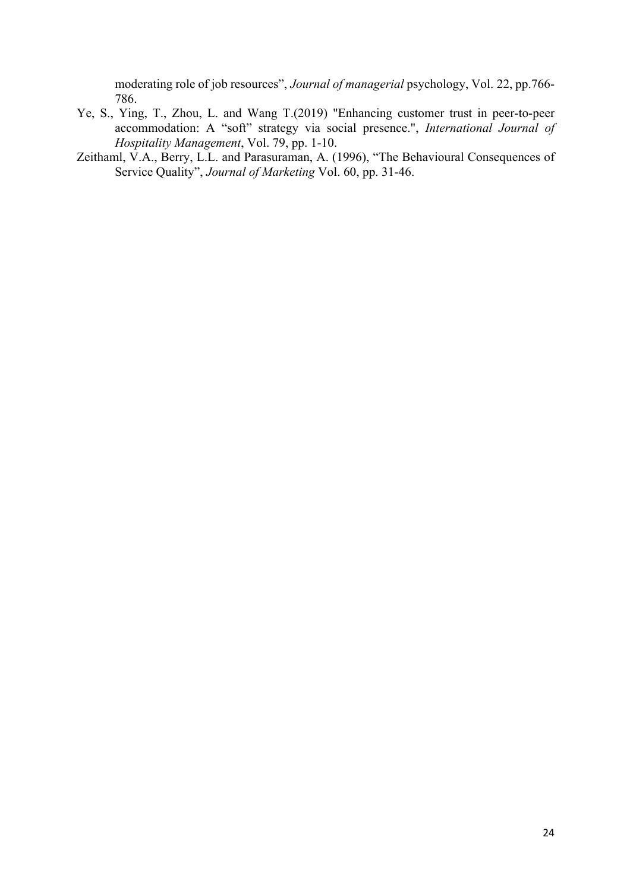moderating role of job resources", *Journal of managerial* psychology, Vol. 22, pp.766-786.

Ye, S., Ying, T., Zhou, L. and Wang T.(2019) "Enhancing customer trust in peer-to-peer accommodation: A "soft" strategy via social presence.", *International Journal of Hospitality Management*, Vol. 79, pp. 1-10.

Zeithaml, V.A., Berry, L.L. and Parasuraman, A. (1996), "The Behavioural Consequences of Service Quality", *Journal of Marketing* Vol. 60, pp. 31-46.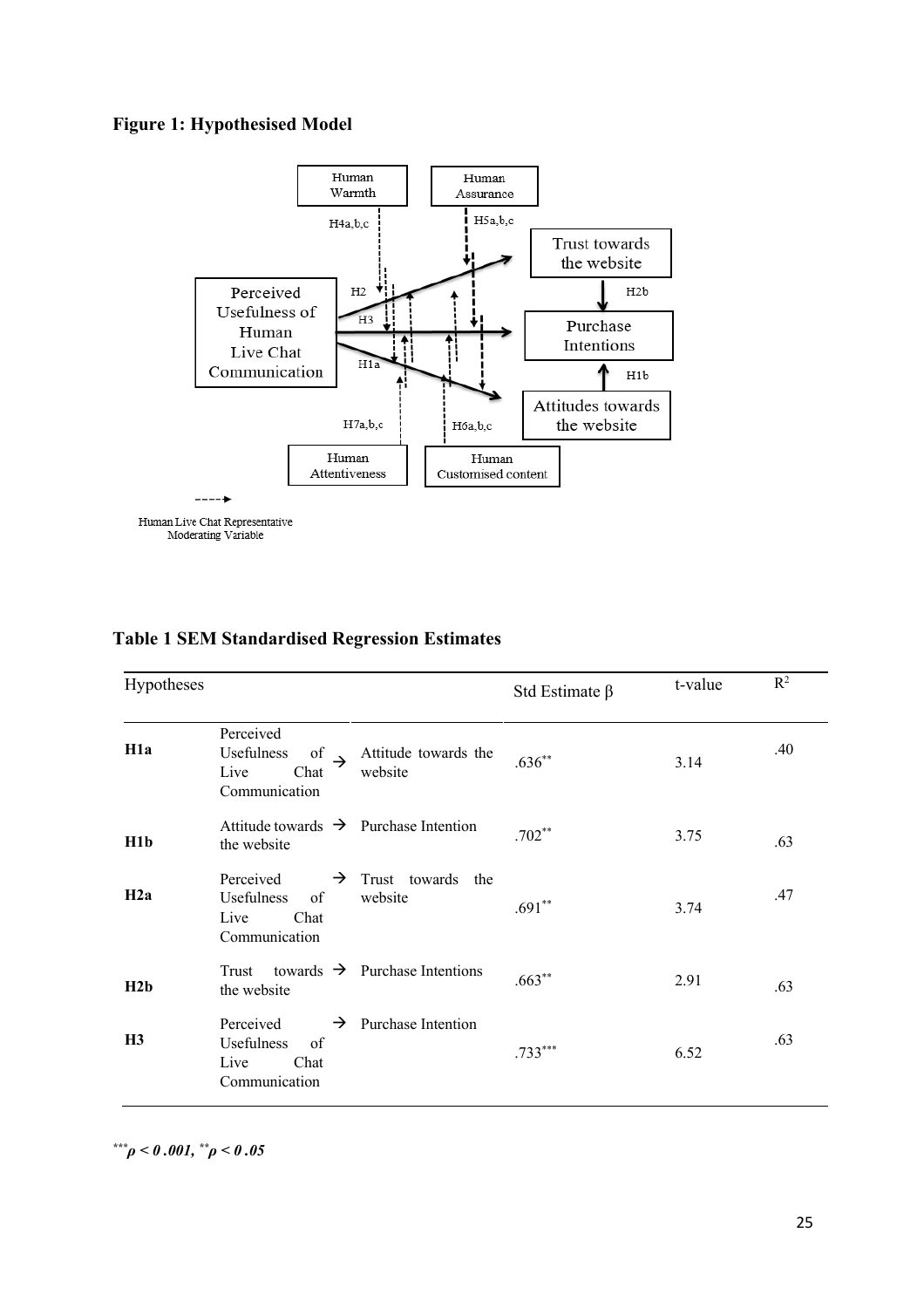**Figure 1: Hypothesised Model**

Human Warmth

Human Assurance

H4a,b,c

H5a,b,c

Trust towards the website

Perceived Usefulness of Human Live Chat Communication

H2

H3

H1a

H2b

Purchase Intentions

H1b

Attitudes towards the website

H7a,b,c

H6a,b,c

Human Attentiveness

Human Customised content

Human Live Chat Representative Moderating Variable

**Table 1 SEM Standardised Regression Estimates**

| Hypotheses | | | Std Estimate β | t-value | $R^2$ |
|---|---|---|---|---|---|
| **H1a** | Perceived Usefulness of Live Chat Communication → | Attitude towards the website | .636** | 3.14 | .40 |
| **H1b** | Attitude towards the website → | Purchase Intention | .702** | 3.75 | .63 |
| **H2a** | Perceived Usefulness of Live Chat Communication → | Trust towards the website | .691** | 3.74 | .47 |
| **H2b** | Trust towards the website → | Purchase Intentions | .663** | 2.91 | .63 |
| **H3** | Perceived Usefulness of Live Chat Communication → | Purchase Intention | .733*** | 6.52 | .63 |

****$\rho < 0.001$, **$\rho < 0.05$***